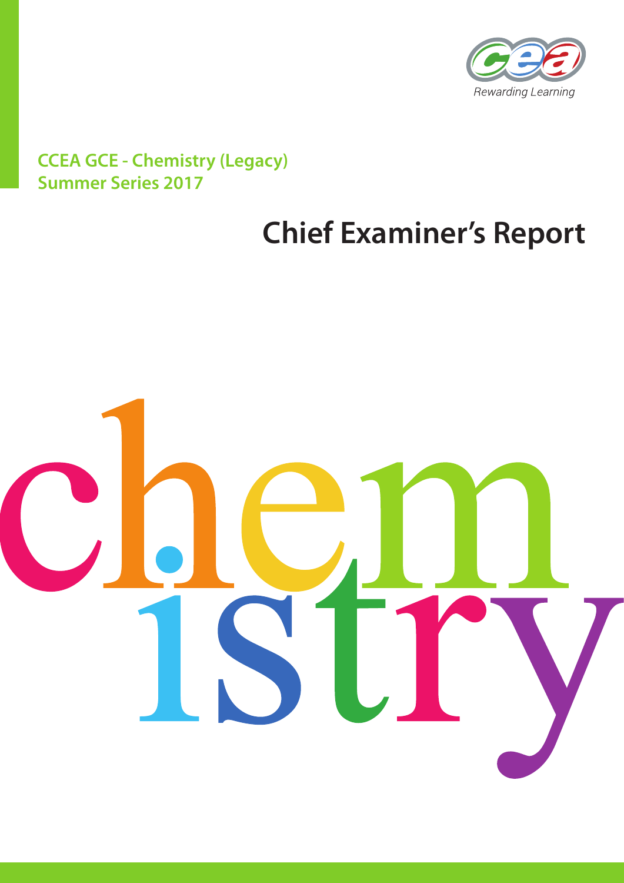Rewarding Learning

**CCEA GCE - Chemistry (Legacy)**
**Summer Series 2017**

# Chief Examiner's Report

chemistry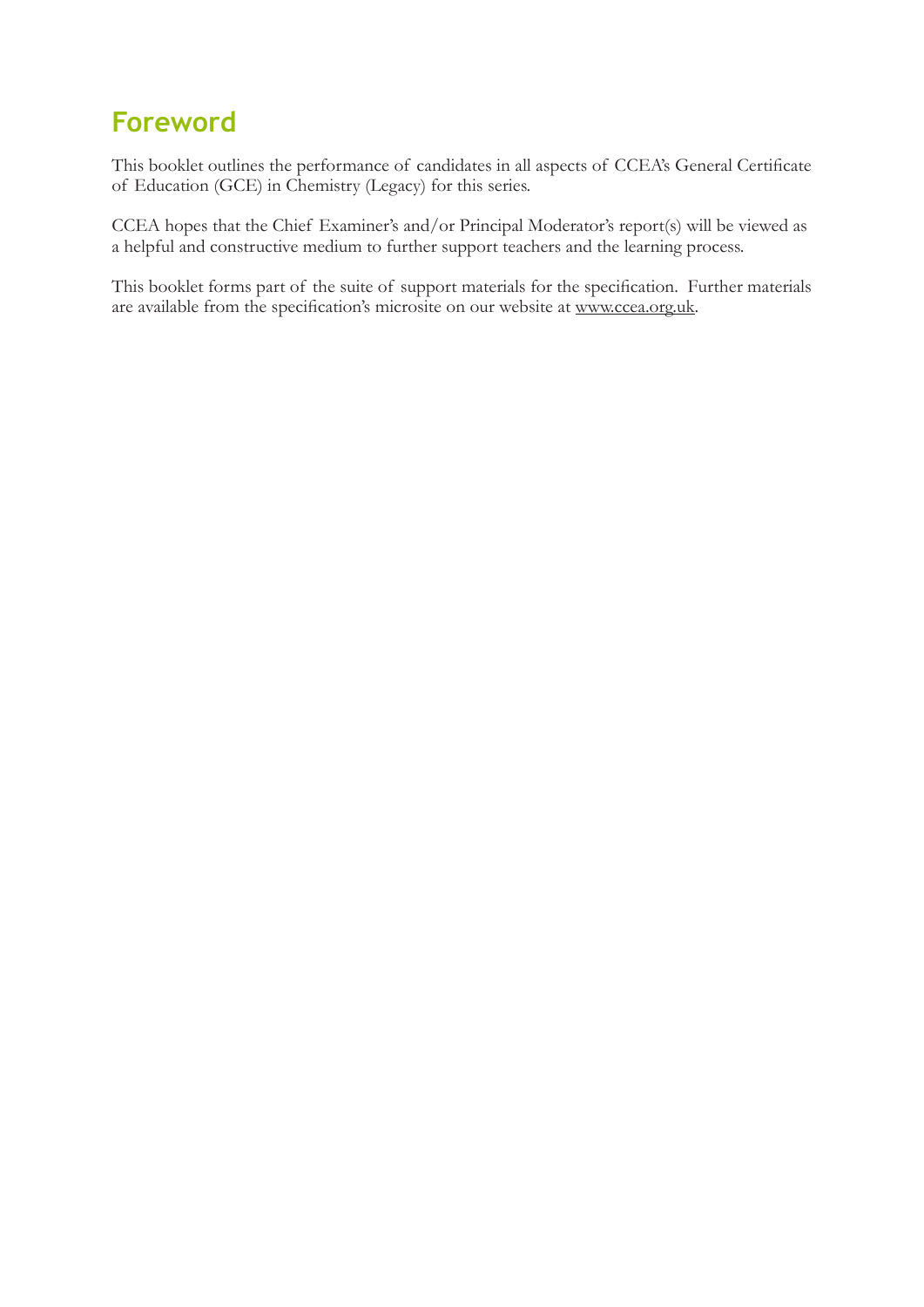# Foreword

This booklet outlines the performance of candidates in all aspects of CCEA's General Certificate of Education (GCE) in Chemistry (Legacy) for this series.

CCEA hopes that the Chief Examiner's and/or Principal Moderator's report(s) will be viewed as a helpful and constructive medium to further support teachers and the learning process.

This booklet forms part of the suite of support materials for the specification. Further materials are available from the specification's microsite on our website at www.ccea.org.uk.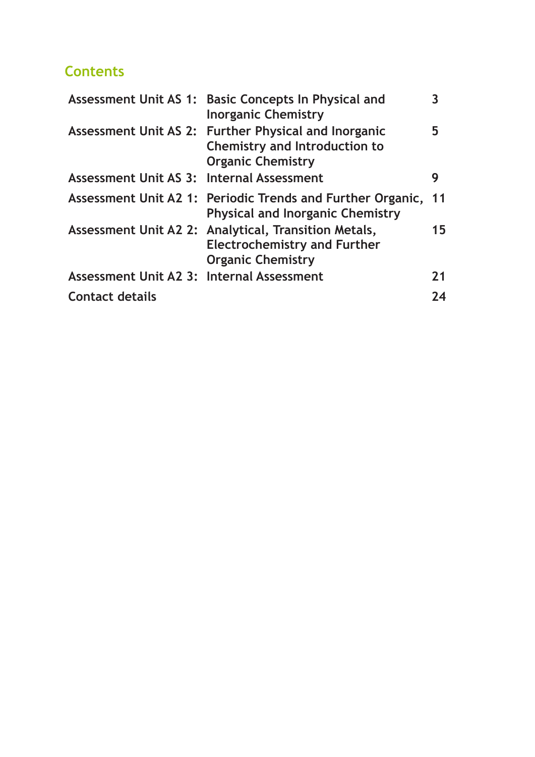## Contents

| | | |
|---|---|---|
| **Assessment Unit AS 1:** | **Basic Concepts In Physical and Inorganic Chemistry** | **3** |
| **Assessment Unit AS 2:** | **Further Physical and Inorganic Chemistry and Introduction to Organic Chemistry** | **5** |
| **Assessment Unit AS 3:** | **Internal Assessment** | **9** |
| **Assessment Unit A2 1:** | **Periodic Trends and Further Organic, Physical and Inorganic Chemistry** | **11** |
| **Assessment Unit A2 2:** | **Analytical, Transition Metals, Electrochemistry and Further Organic Chemistry** | **15** |
| **Assessment Unit A2 3:** | **Internal Assessment** | **21** |
| **Contact details** | | **24** |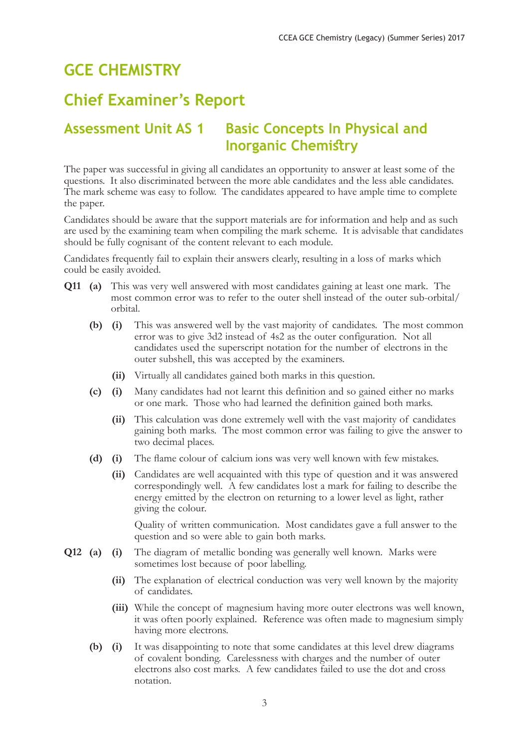# GCE CHEMISTRY

# Chief Examiner's Report

## Assessment Unit AS 1 Basic Concepts In Physical and Inorganic Chemistry

The paper was successful in giving all candidates an opportunity to answer at least some of the questions. It also discriminated between the more able candidates and the less able candidates. The mark scheme was easy to follow. The candidates appeared to have ample time to complete the paper.

Candidates should be aware that the support materials are for information and help and as such are used by the examining team when compiling the mark scheme. It is advisable that candidates should be fully cognisant of the content relevant to each module.

Candidates frequently fail to explain their answers clearly, resulting in a loss of marks which could be easily avoided.

**Q11 (a)** This was very well answered with most candidates gaining at least one mark. The most common error was to refer to the outer shell instead of the outer sub-orbital/orbital.

**(b) (i)** This was answered well by the vast majority of candidates. The most common error was to give 3d2 instead of 4s2 as the outer configuration. Not all candidates used the superscript notation for the number of electrons in the outer subshell, this was accepted by the examiners.

**(ii)** Virtually all candidates gained both marks in this question.

**(c) (i)** Many candidates had not learnt this definition and so gained either no marks or one mark. Those who had learned the definition gained both marks.

**(ii)** This calculation was done extremely well with the vast majority of candidates gaining both marks. The most common error was failing to give the answer to two decimal places.

**(d) (i)** The flame colour of calcium ions was very well known with few mistakes.

**(ii)** Candidates are well acquainted with this type of question and it was answered correspondingly well. A few candidates lost a mark for failing to describe the energy emitted by the electron on returning to a lower level as light, rather giving the colour.

Quality of written communication. Most candidates gave a full answer to the question and so were able to gain both marks.

**Q12 (a) (i)** The diagram of metallic bonding was generally well known. Marks were sometimes lost because of poor labelling.

**(ii)** The explanation of electrical conduction was very well known by the majority of candidates.

**(iii)** While the concept of magnesium having more outer electrons was well known, it was often poorly explained. Reference was often made to magnesium simply having more electrons.

**(b) (i)** It was disappointing to note that some candidates at this level drew diagrams of covalent bonding. Carelessness with charges and the number of outer electrons also cost marks. A few candidates failed to use the dot and cross notation.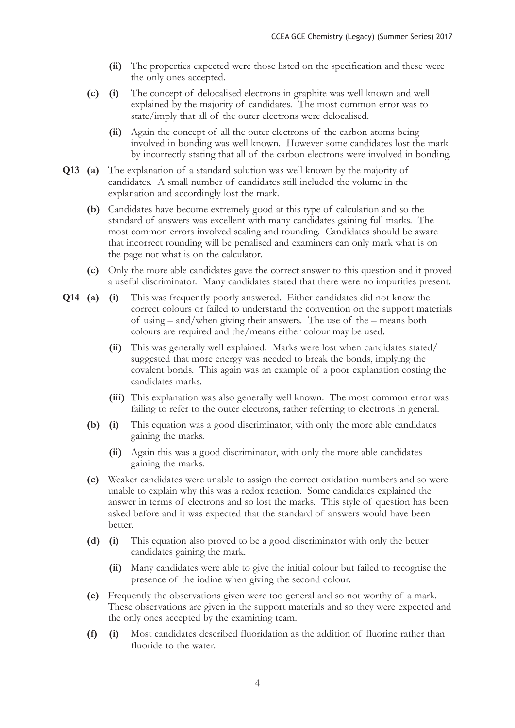- **(ii)** The properties expected were those listed on the specification and these were the only ones accepted.

- **(c)** **(i)** The concept of delocalised electrons in graphite was well known and well explained by the majority of candidates. The most common error was to state/imply that all of the outer electrons were delocalised.

  - **(ii)** Again the concept of all the outer electrons of the carbon atoms being involved in bonding was well known. However some candidates lost the mark by incorrectly stating that all of the carbon electrons were involved in bonding.

**Q13** **(a)** The explanation of a standard solution was well known by the majority of candidates. A small number of candidates still included the volume in the explanation and accordingly lost the mark.

- **(b)** Candidates have become extremely good at this type of calculation and so the standard of answers was excellent with many candidates gaining full marks. The most common errors involved scaling and rounding. Candidates should be aware that incorrect rounding will be penalised and examiners can only mark what is on the page not what is on the calculator.

- **(c)** Only the more able candidates gave the correct answer to this question and it proved a useful discriminator. Many candidates stated that there were no impurities present.

**Q14** **(a)** **(i)** This was frequently poorly answered. Either candidates did not know the correct colours or failed to understand the convention on the support materials of using – and/when giving their answers. The use of the – means both colours are required and the/means either colour may be used.

  - **(ii)** This was generally well explained. Marks were lost when candidates stated/suggested that more energy was needed to break the bonds, implying the covalent bonds. This again was an example of a poor explanation costing the candidates marks.

  - **(iii)** This explanation was also generally well known. The most common error was failing to refer to the outer electrons, rather referring to electrons in general.

- **(b)** **(i)** This equation was a good discriminator, with only the more able candidates gaining the marks.

  - **(ii)** Again this was a good discriminator, with only the more able candidates gaining the marks.

- **(c)** Weaker candidates were unable to assign the correct oxidation numbers and so were unable to explain why this was a redox reaction. Some candidates explained the answer in terms of electrons and so lost the marks. This style of question has been asked before and it was expected that the standard of answers would have been better.

- **(d)** **(i)** This equation also proved to be a good discriminator with only the better candidates gaining the mark.

  - **(ii)** Many candidates were able to give the initial colour but failed to recognise the presence of the iodine when giving the second colour.

- **(e)** Frequently the observations given were too general and so not worthy of a mark. These observations are given in the support materials and so they were expected and the only ones accepted by the examining team.

- **(f)** **(i)** Most candidates described fluoridation as the addition of fluorine rather than fluoride to the water.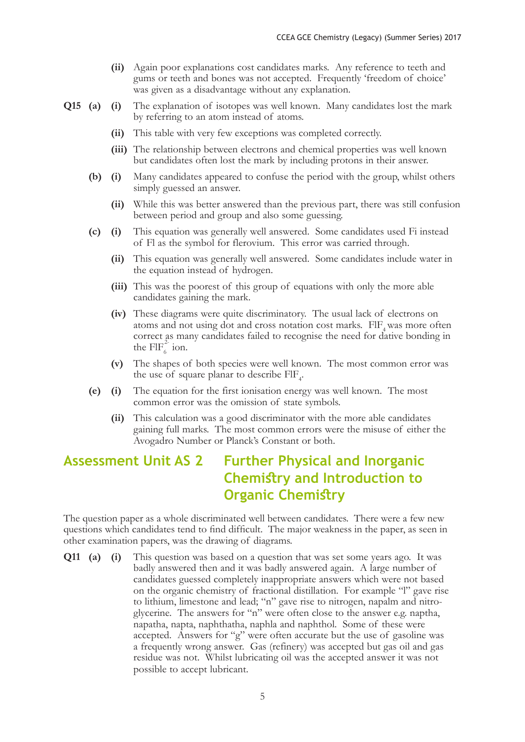**(ii)** Again poor explanations cost candidates marks. Any reference to teeth and gums or teeth and bones was not accepted. Frequently 'freedom of choice' was given as a disadvantage without any explanation.

**Q15 (a) (i)** The explanation of isotopes was well known. Many candidates lost the mark by referring to an atom instead of atoms.

**(ii)** This table with very few exceptions was completed correctly.

**(iii)** The relationship between electrons and chemical properties was well known but candidates often lost the mark by including protons in their answer.

**(b) (i)** Many candidates appeared to confuse the period with the group, whilst others simply guessed an answer.

**(ii)** While this was better answered than the previous part, there was still confusion between period and group and also some guessing.

**(c) (i)** This equation was generally well answered. Some candidates used Fi instead of Fl as the symbol for flerovium. This error was carried through.

**(ii)** This equation was generally well answered. Some candidates include water in the equation instead of hydrogen.

**(iii)** This was the poorest of this group of equations with only the more able candidates gaining the mark.

**(iv)** These diagrams were quite discriminatory. The usual lack of electrons on atoms and not using dot and cross notation cost marks. $FlF_4$ was more often correct as many candidates failed to recognise the need for dative bonding in the $FlF_6^{2-}$ ion.

**(v)** The shapes of both species were well known. The most common error was the use of square planar to describe $FlF_4$.

**(e) (i)** The equation for the first ionisation energy was well known. The most common error was the omission of state symbols.

**(ii)** This calculation was a good discriminator with the more able candidates gaining full marks. The most common errors were the misuse of either the Avogadro Number or Planck's Constant or both.

## Assessment Unit AS 2 Further Physical and Inorganic Chemistry and Introduction to Organic Chemistry

The question paper as a whole discriminated well between candidates. There were a few new questions which candidates tend to find difficult. The major weakness in the paper, as seen in other examination papers, was the drawing of diagrams.

**Q11 (a) (i)** This question was based on a question that was set some years ago. It was badly answered then and it was badly answered again. A large number of candidates guessed completely inappropriate answers which were not based on the organic chemistry of fractional distillation. For example "l" gave rise to lithium, limestone and lead; "n" gave rise to nitrogen, napalm and nitroglycerine. The answers for "n" were often close to the answer e.g. naptha, napatha, napta, naphthatha, naphla and naphthol. Some of these were accepted. Answers for "g" were often accurate but the use of gasoline was a frequently wrong answer. Gas (refinery) was accepted but gas oil and gas residue was not. Whilst lubricating oil was the accepted answer it was not possible to accept lubricant.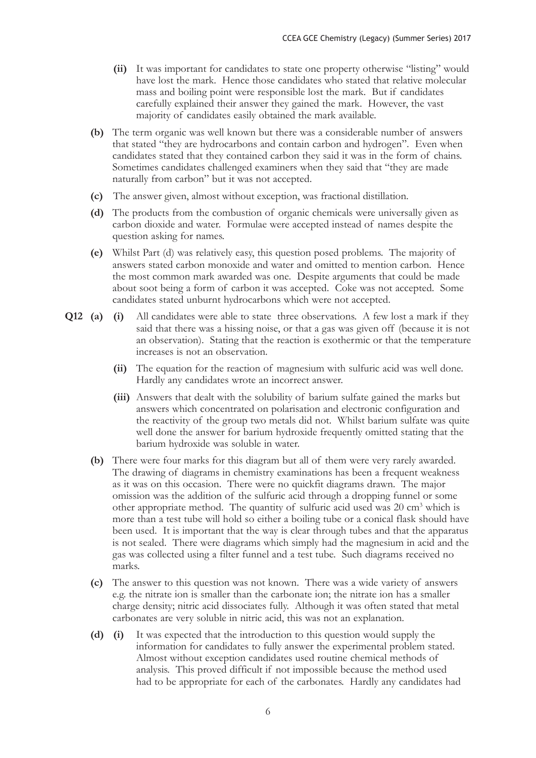**(ii)** It was important for candidates to state one property otherwise "listing" would have lost the mark. Hence those candidates who stated that relative molecular mass and boiling point were responsible lost the mark. But if candidates carefully explained their answer they gained the mark. However, the vast majority of candidates easily obtained the mark available.

**(b)** The term organic was well known but there was a considerable number of answers that stated "they are hydrocarbons and contain carbon and hydrogen". Even when candidates stated that they contained carbon they said it was in the form of chains. Sometimes candidates challenged examiners when they said that "they are made naturally from carbon" but it was not accepted.

**(c)** The answer given, almost without exception, was fractional distillation.

**(d)** The products from the combustion of organic chemicals were universally given as carbon dioxide and water. Formulae were accepted instead of names despite the question asking for names.

**(e)** Whilst Part (d) was relatively easy, this question posed problems. The majority of answers stated carbon monoxide and water and omitted to mention carbon. Hence the most common mark awarded was one. Despite arguments that could be made about soot being a form of carbon it was accepted. Coke was not accepted. Some candidates stated unburnt hydrocarbons which were not accepted.

**Q12 (a) (i)** All candidates were able to state three observations. A few lost a mark if they said that there was a hissing noise, or that a gas was given off (because it is not an observation). Stating that the reaction is exothermic or that the temperature increases is not an observation.

**(ii)** The equation for the reaction of magnesium with sulfuric acid was well done. Hardly any candidates wrote an incorrect answer.

**(iii)** Answers that dealt with the solubility of barium sulfate gained the marks but answers which concentrated on polarisation and electronic configuration and the reactivity of the group two metals did not. Whilst barium sulfate was quite well done the answer for barium hydroxide frequently omitted stating that the barium hydroxide was soluble in water.

**(b)** There were four marks for this diagram but all of them were very rarely awarded. The drawing of diagrams in chemistry examinations has been a frequent weakness as it was on this occasion. There were no quickfit diagrams drawn. The major omission was the addition of the sulfuric acid through a dropping funnel or some other appropriate method. The quantity of sulfuric acid used was 20 $cm^3$ which is more than a test tube will hold so either a boiling tube or a conical flask should have been used. It is important that the way is clear through tubes and that the apparatus is not sealed. There were diagrams which simply had the magnesium in acid and the gas was collected using a filter funnel and a test tube. Such diagrams received no marks.

**(c)** The answer to this question was not known. There was a wide variety of answers e.g. the nitrate ion is smaller than the carbonate ion; the nitrate ion has a smaller charge density; nitric acid dissociates fully. Although it was often stated that metal carbonates are very soluble in nitric acid, this was not an explanation.

**(d) (i)** It was expected that the introduction to this question would supply the information for candidates to fully answer the experimental problem stated. Almost without exception candidates used routine chemical methods of analysis. This proved difficult if not impossible because the method used had to be appropriate for each of the carbonates. Hardly any candidates had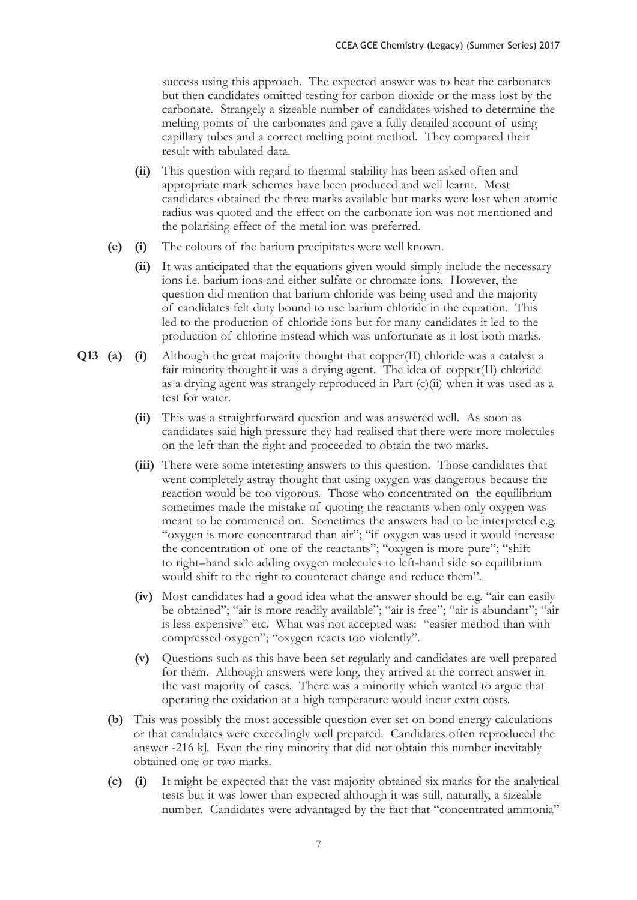success using this approach. The expected answer was to heat the carbonates but then candidates omitted testing for carbon dioxide or the mass lost by the carbonate. Strangely a sizeable number of candidates wished to determine the melting points of the carbonates and gave a fully detailed account of using capillary tubes and a correct melting point method. They compared their result with tabulated data.

- **(ii)** This question with regard to thermal stability has been asked often and appropriate mark schemes have been produced and well learnt. Most candidates obtained the three marks available but marks were lost when atomic radius was quoted and the effect on the carbonate ion was not mentioned and the polarising effect of the metal ion was preferred.

**(e)** **(i)** The colours of the barium precipitates were well known.

- **(ii)** It was anticipated that the equations given would simply include the necessary ions i.e. barium ions and either sulfate or chromate ions. However, the question did mention that barium chloride was being used and the majority of candidates felt duty bound to use barium chloride in the equation. This led to the production of chloride ions but for many candidates it led to the production of chlorine instead which was unfortunate as it lost both marks.

**Q13** **(a)** **(i)** Although the great majority thought that copper(II) chloride was a catalyst a fair minority thought it was a drying agent. The idea of copper(II) chloride as a drying agent was strangely reproduced in Part (c)(ii) when it was used as a test for water.

- **(ii)** This was a straightforward question and was answered well. As soon as candidates said high pressure they had realised that there were more molecules on the left than the right and proceeded to obtain the two marks.

- **(iii)** There were some interesting answers to this question. Those candidates that went completely astray thought that using oxygen was dangerous because the reaction would be too vigorous. Those who concentrated on the equilibrium sometimes made the mistake of quoting the reactants when only oxygen was meant to be commented on. Sometimes the answers had to be interpreted e.g. "oxygen is more concentrated than air"; "if oxygen was used it would increase the concentration of one of the reactants"; "oxygen is more pure"; "shift to right–hand side adding oxygen molecules to left-hand side so equilibrium would shift to the right to counteract change and reduce them".

- **(iv)** Most candidates had a good idea what the answer should be e.g. "air can easily be obtained"; "air is more readily available"; "air is free"; "air is abundant"; "air is less expensive" etc. What was not accepted was: "easier method than with compressed oxygen"; "oxygen reacts too violently".

- **(v)** Questions such as this have been set regularly and candidates are well prepared for them. Although answers were long, they arrived at the correct answer in the vast majority of cases. There was a minority which wanted to argue that operating the oxidation at a high temperature would incur extra costs.

**(b)** This was possibly the most accessible question ever set on bond energy calculations or that candidates were exceedingly well prepared. Candidates often reproduced the answer -216 kJ. Even the tiny minority that did not obtain this number inevitably obtained one or two marks.

**(c)** **(i)** It might be expected that the vast majority obtained six marks for the analytical tests but it was lower than expected although it was still, naturally, a sizeable number. Candidates were advantaged by the fact that "concentrated ammonia"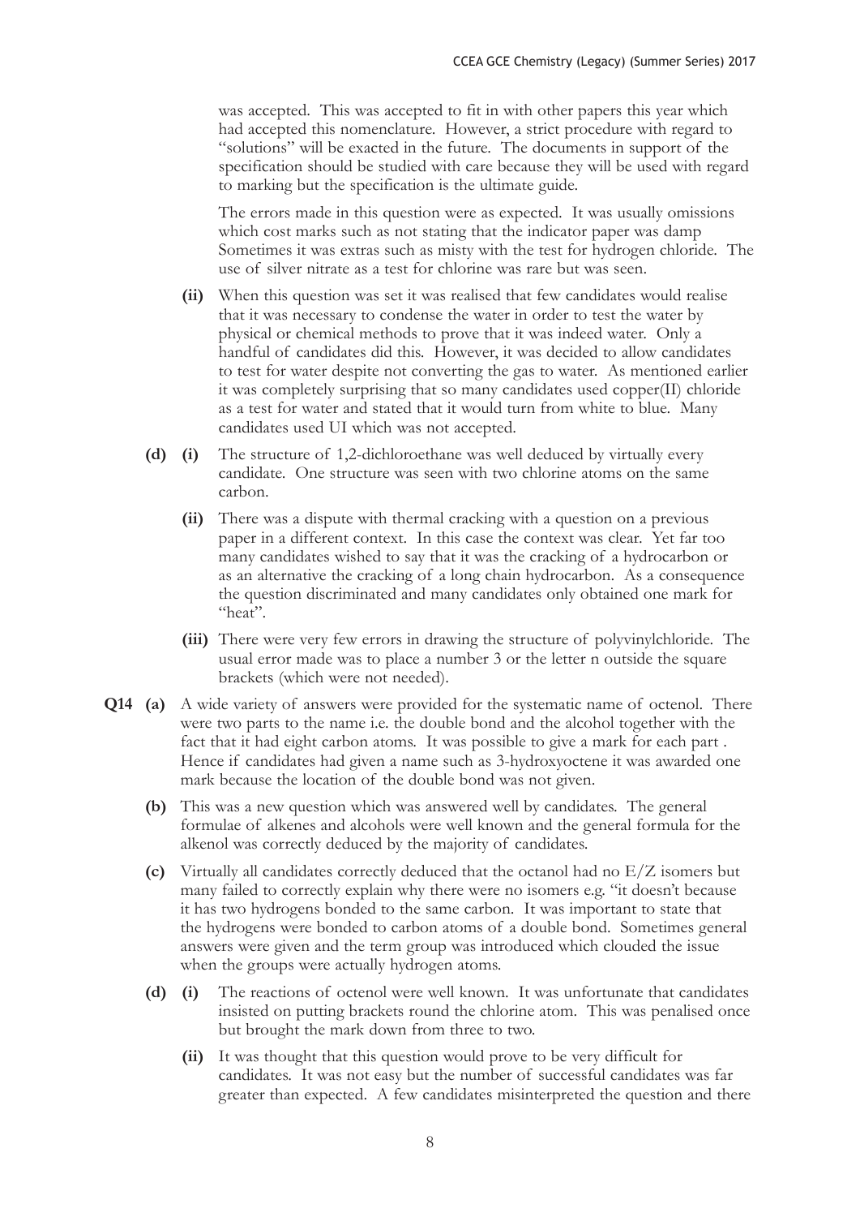was accepted. This was accepted to fit in with other papers this year which had accepted this nomenclature. However, a strict procedure with regard to "solutions" will be exacted in the future. The documents in support of the specification should be studied with care because they will be used with regard to marking but the specification is the ultimate guide.

The errors made in this question were as expected. It was usually omissions which cost marks such as not stating that the indicator paper was damp Sometimes it was extras such as misty with the test for hydrogen chloride. The use of silver nitrate as a test for chlorine was rare but was seen.

**(ii)** When this question was set it was realised that few candidates would realise that it was necessary to condense the water in order to test the water by physical or chemical methods to prove that it was indeed water. Only a handful of candidates did this. However, it was decided to allow candidates to test for water despite not converting the gas to water. As mentioned earlier it was completely surprising that so many candidates used copper(II) chloride as a test for water and stated that it would turn from white to blue. Many candidates used UI which was not accepted.

**(d)** **(i)** The structure of 1,2-dichloroethane was well deduced by virtually every candidate. One structure was seen with two chlorine atoms on the same carbon.

**(ii)** There was a dispute with thermal cracking with a question on a previous paper in a different context. In this case the context was clear. Yet far too many candidates wished to say that it was the cracking of a hydrocarbon or as an alternative the cracking of a long chain hydrocarbon. As a consequence the question discriminated and many candidates only obtained one mark for "heat".

**(iii)** There were very few errors in drawing the structure of polyvinylchloride. The usual error made was to place a number 3 or the letter n outside the square brackets (which were not needed).

**Q14** **(a)** A wide variety of answers were provided for the systematic name of octenol. There were two parts to the name i.e. the double bond and the alcohol together with the fact that it had eight carbon atoms. It was possible to give a mark for each part . Hence if candidates had given a name such as 3-hydroxyoctene it was awarded one mark because the location of the double bond was not given.

**(b)** This was a new question which was answered well by candidates. The general formulae of alkenes and alcohols were well known and the general formula for the alkenol was correctly deduced by the majority of candidates.

**(c)** Virtually all candidates correctly deduced that the octanol had no E/Z isomers but many failed to correctly explain why there were no isomers e.g. "it doesn't because it has two hydrogens bonded to the same carbon. It was important to state that the hydrogens were bonded to carbon atoms of a double bond. Sometimes general answers were given and the term group was introduced which clouded the issue when the groups were actually hydrogen atoms.

**(d)** **(i)** The reactions of octenol were well known. It was unfortunate that candidates insisted on putting brackets round the chlorine atom. This was penalised once but brought the mark down from three to two.

**(ii)** It was thought that this question would prove to be very difficult for candidates. It was not easy but the number of successful candidates was far greater than expected. A few candidates misinterpreted the question and there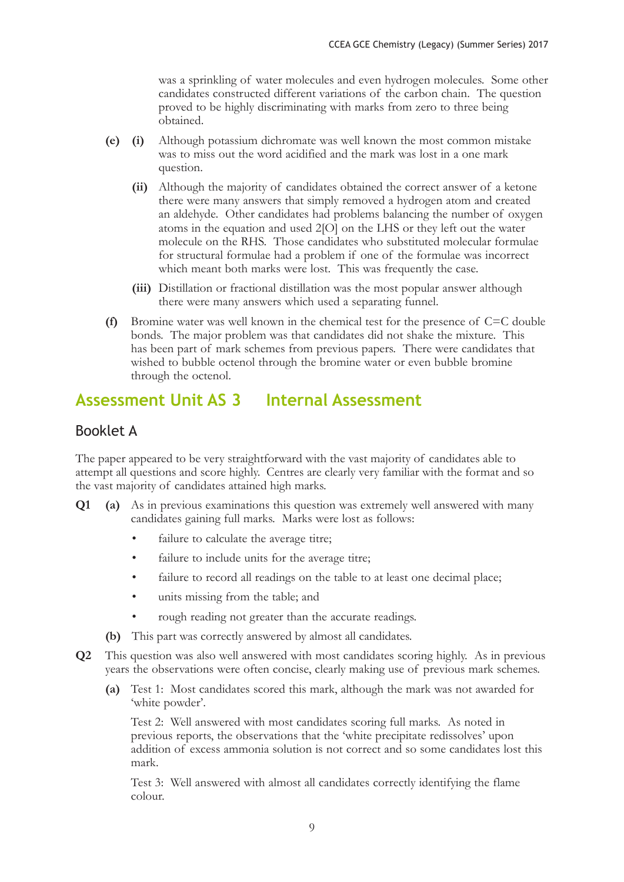was a sprinkling of water molecules and even hydrogen molecules. Some other candidates constructed different variations of the carbon chain. The question proved to be highly discriminating with marks from zero to three being obtained.

**(e)** **(i)** Although potassium dichromate was well known the most common mistake was to miss out the word acidified and the mark was lost in a one mark question.

**(ii)** Although the majority of candidates obtained the correct answer of a ketone there were many answers that simply removed a hydrogen atom and created an aldehyde. Other candidates had problems balancing the number of oxygen atoms in the equation and used 2[O] on the LHS or they left out the water molecule on the RHS. Those candidates who substituted molecular formulae for structural formulae had a problem if one of the formulae was incorrect which meant both marks were lost. This was frequently the case.

**(iii)** Distillation or fractional distillation was the most popular answer although there were many answers which used a separating funnel.

**(f)** Bromine water was well known in the chemical test for the presence of C=C double bonds. The major problem was that candidates did not shake the mixture. This has been part of mark schemes from previous papers. There were candidates that wished to bubble octenol through the bromine water or even bubble bromine through the octenol.

## Assessment Unit AS 3 Internal Assessment

### Booklet A

The paper appeared to be very straightforward with the vast majority of candidates able to attempt all questions and score highly. Centres are clearly very familiar with the format and so the vast majority of candidates attained high marks.

**Q1** **(a)** As in previous examinations this question was extremely well answered with many candidates gaining full marks. Marks were lost as follows:

- failure to calculate the average titre;
- failure to include units for the average titre;
- failure to record all readings on the table to at least one decimal place;
- units missing from the table; and
- rough reading not greater than the accurate readings.

**(b)** This part was correctly answered by almost all candidates.

**Q2** This question was also well answered with most candidates scoring highly. As in previous years the observations were often concise, clearly making use of previous mark schemes.

**(a)** Test 1: Most candidates scored this mark, although the mark was not awarded for 'white powder'.

Test 2: Well answered with most candidates scoring full marks. As noted in previous reports, the observations that the 'white precipitate redissolves' upon addition of excess ammonia solution is not correct and so some candidates lost this mark.

Test 3: Well answered with almost all candidates correctly identifying the flame colour.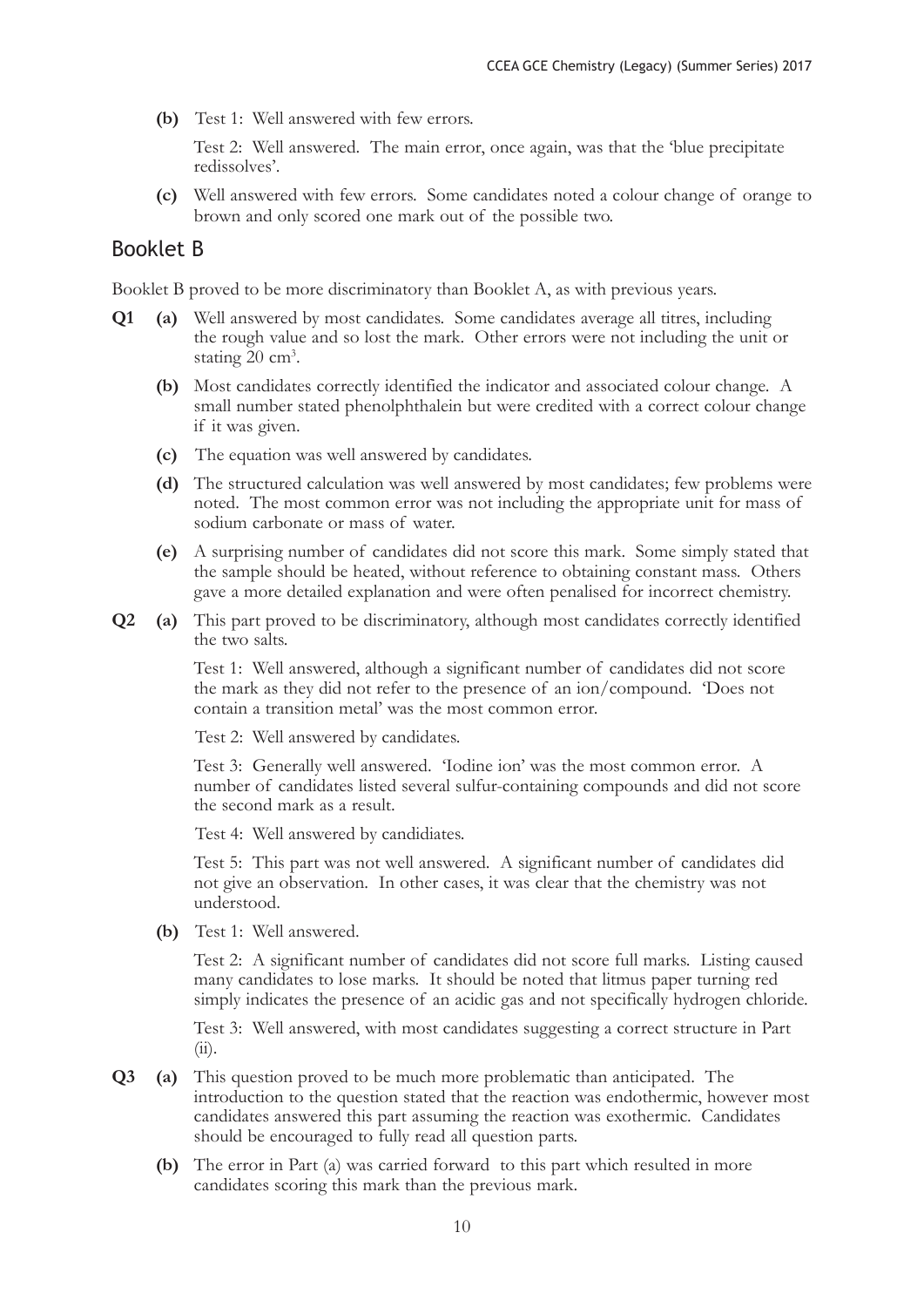**(b)** Test 1: Well answered with few errors.

Test 2: Well answered. The main error, once again, was that the 'blue precipitate redissolves'.

**(c)** Well answered with few errors. Some candidates noted a colour change of orange to brown and only scored one mark out of the possible two.

## Booklet B

Booklet B proved to be more discriminatory than Booklet A, as with previous years.

**Q1** **(a)** Well answered by most candidates. Some candidates average all titres, including the rough value and so lost the mark. Other errors were not including the unit or stating 20 $cm^3$.

**(b)** Most candidates correctly identified the indicator and associated colour change. A small number stated phenolphthalein but were credited with a correct colour change if it was given.

**(c)** The equation was well answered by candidates.

**(d)** The structured calculation was well answered by most candidates; few problems were noted. The most common error was not including the appropriate unit for mass of sodium carbonate or mass of water.

**(e)** A surprising number of candidates did not score this mark. Some simply stated that the sample should be heated, without reference to obtaining constant mass. Others gave a more detailed explanation and were often penalised for incorrect chemistry.

**Q2** **(a)** This part proved to be discriminatory, although most candidates correctly identified the two salts.

Test 1: Well answered, although a significant number of candidates did not score the mark as they did not refer to the presence of an ion/compound. 'Does not contain a transition metal' was the most common error.

Test 2: Well answered by candidates.

Test 3: Generally well answered. 'Iodine ion' was the most common error. A number of candidates listed several sulfur-containing compounds and did not score the second mark as a result.

Test 4: Well answered by candidiates.

Test 5: This part was not well answered. A significant number of candidates did not give an observation. In other cases, it was clear that the chemistry was not understood.

**(b)** Test 1: Well answered.

Test 2: A significant number of candidates did not score full marks. Listing caused many candidates to lose marks. It should be noted that litmus paper turning red simply indicates the presence of an acidic gas and not specifically hydrogen chloride.

Test 3: Well answered, with most candidates suggesting a correct structure in Part (ii).

**Q3** **(a)** This question proved to be much more problematic than anticipated. The introduction to the question stated that the reaction was endothermic, however most candidates answered this part assuming the reaction was exothermic. Candidates should be encouraged to fully read all question parts.

**(b)** The error in Part (a) was carried forward to this part which resulted in more candidates scoring this mark than the previous mark.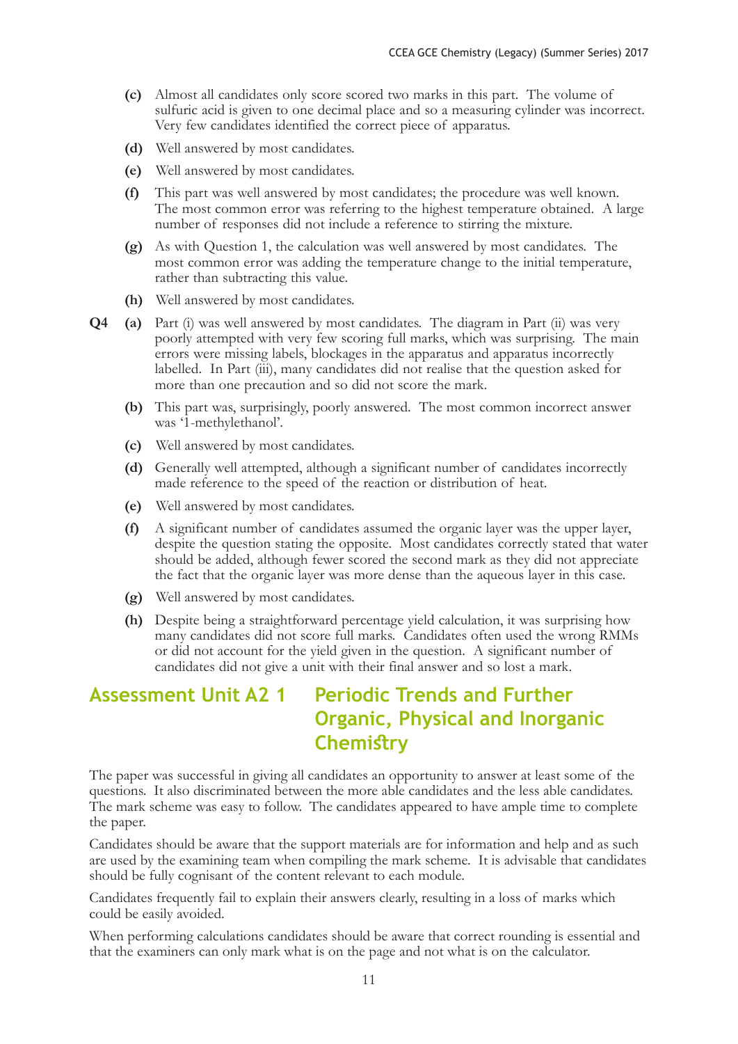**(c)** Almost all candidates only score scored two marks in this part. The volume of sulfuric acid is given to one decimal place and so a measuring cylinder was incorrect. Very few candidates identified the correct piece of apparatus.

**(d)** Well answered by most candidates.

**(e)** Well answered by most candidates.

**(f)** This part was well answered by most candidates; the procedure was well known. The most common error was referring to the highest temperature obtained. A large number of responses did not include a reference to stirring the mixture.

**(g)** As with Question 1, the calculation was well answered by most candidates. The most common error was adding the temperature change to the initial temperature, rather than subtracting this value.

**(h)** Well answered by most candidates.

**Q4** **(a)** Part (i) was well answered by most candidates. The diagram in Part (ii) was very poorly attempted with very few scoring full marks, which was surprising. The main errors were missing labels, blockages in the apparatus and apparatus incorrectly labelled. In Part (iii), many candidates did not realise that the question asked for more than one precaution and so did not score the mark.

**(b)** This part was, surprisingly, poorly answered. The most common incorrect answer was '1-methylethanol'.

**(c)** Well answered by most candidates.

**(d)** Generally well attempted, although a significant number of candidates incorrectly made reference to the speed of the reaction or distribution of heat.

**(e)** Well answered by most candidates.

**(f)** A significant number of candidates assumed the organic layer was the upper layer, despite the question stating the opposite. Most candidates correctly stated that water should be added, although fewer scored the second mark as they did not appreciate the fact that the organic layer was more dense than the aqueous layer in this case.

**(g)** Well answered by most candidates.

**(h)** Despite being a straightforward percentage yield calculation, it was surprising how many candidates did not score full marks. Candidates often used the wrong RMMs or did not account for the yield given in the question. A significant number of candidates did not give a unit with their final answer and so lost a mark.

## Assessment Unit A2 1 Periodic Trends and Further Organic, Physical and Inorganic Chemistry

The paper was successful in giving all candidates an opportunity to answer at least some of the questions. It also discriminated between the more able candidates and the less able candidates. The mark scheme was easy to follow. The candidates appeared to have ample time to complete the paper.

Candidates should be aware that the support materials are for information and help and as such are used by the examining team when compiling the mark scheme. It is advisable that candidates should be fully cognisant of the content relevant to each module.

Candidates frequently fail to explain their answers clearly, resulting in a loss of marks which could be easily avoided.

When performing calculations candidates should be aware that correct rounding is essential and that the examiners can only mark what is on the page and not what is on the calculator.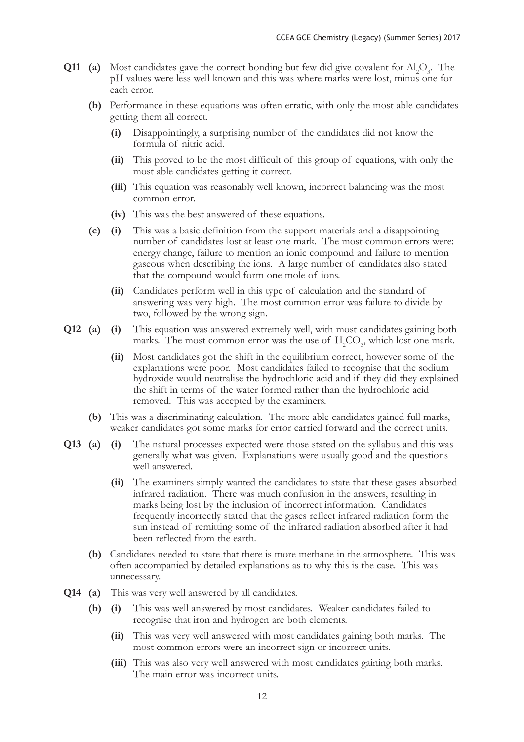**Q11 (a)** Most candidates gave the correct bonding but few did give covalent for $Al_2O_3$. The pH values were less well known and this was where marks were lost, minus one for each error.

**(b)** Performance in these equations was often erratic, with only the most able candidates getting them all correct.

**(i)** Disappointingly, a surprising number of the candidates did not know the formula of nitric acid.

**(ii)** This proved to be the most difficult of this group of equations, with only the most able candidates getting it correct.

**(iii)** This equation was reasonably well known, incorrect balancing was the most common error.

**(iv)** This was the best answered of these equations.

**(c) (i)** This was a basic definition from the support materials and a disappointing number of candidates lost at least one mark. The most common errors were: energy change, failure to mention an ionic compound and failure to mention gaseous when describing the ions. A large number of candidates also stated that the compound would form one mole of ions.

**(ii)** Candidates perform well in this type of calculation and the standard of answering was very high. The most common error was failure to divide by two, followed by the wrong sign.

**Q12 (a) (i)** This equation was answered extremely well, with most candidates gaining both marks. The most common error was the use of $H_2CO_3$, which lost one mark.

**(ii)** Most candidates got the shift in the equilibrium correct, however some of the explanations were poor. Most candidates failed to recognise that the sodium hydroxide would neutralise the hydrochloric acid and if they did they explained the shift in terms of the water formed rather than the hydrochloric acid removed. This was accepted by the examiners.

**(b)** This was a discriminating calculation. The more able candidates gained full marks, weaker candidates got some marks for error carried forward and the correct units.

**Q13 (a) (i)** The natural processes expected were those stated on the syllabus and this was generally what was given. Explanations were usually good and the questions well answered.

**(ii)** The examiners simply wanted the candidates to state that these gases absorbed infrared radiation. There was much confusion in the answers, resulting in marks being lost by the inclusion of incorrect information. Candidates frequently incorrectly stated that the gases reflect infrared radiation form the sun instead of remitting some of the infrared radiation absorbed after it had been reflected from the earth.

**(b)** Candidates needed to state that there is more methane in the atmosphere. This was often accompanied by detailed explanations as to why this is the case. This was unnecessary.

**Q14 (a)** This was very well answered by all candidates.

**(b) (i)** This was well answered by most candidates. Weaker candidates failed to recognise that iron and hydrogen are both elements.

**(ii)** This was very well answered with most candidates gaining both marks. The most common errors were an incorrect sign or incorrect units.

**(iii)** This was also very well answered with most candidates gaining both marks. The main error was incorrect units.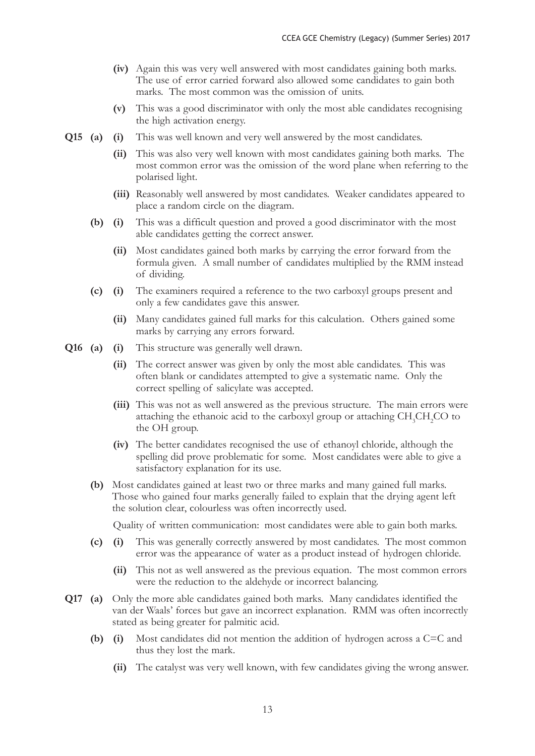- **(iv)** Again this was very well answered with most candidates gaining both marks. The use of error carried forward also allowed some candidates to gain both marks. The most common was the omission of units.
- **(v)** This was a good discriminator with only the most able candidates recognising the high activation energy.

**Q15 (a) (i)** This was well known and very well answered by the most candidates.

- **(ii)** This was also very well known with most candidates gaining both marks. The most common error was the omission of the word plane when referring to the polarised light.
- **(iii)** Reasonably well answered by most candidates. Weaker candidates appeared to place a random circle on the diagram.

**(b) (i)** This was a difficult question and proved a good discriminator with the most able candidates getting the correct answer.

- **(ii)** Most candidates gained both marks by carrying the error forward from the formula given. A small number of candidates multiplied by the RMM instead of dividing.

**(c) (i)** The examiners required a reference to the two carboxyl groups present and only a few candidates gave this answer.

- **(ii)** Many candidates gained full marks for this calculation. Others gained some marks by carrying any errors forward.

**Q16 (a) (i)** This structure was generally well drawn.

- **(ii)** The correct answer was given by only the most able candidates. This was often blank or candidates attempted to give a systematic name. Only the correct spelling of salicylate was accepted.
- **(iii)** This was not as well answered as the previous structure. The main errors were attaching the ethanoic acid to the carboxyl group or attaching $CH_3CH_2CO$ to the OH group.
- **(iv)** The better candidates recognised the use of ethanoyl chloride, although the spelling did prove problematic for some. Most candidates were able to give a satisfactory explanation for its use.

**(b)** Most candidates gained at least two or three marks and many gained full marks. Those who gained four marks generally failed to explain that the drying agent left the solution clear, colourless was often incorrectly used.

Quality of written communication: most candidates were able to gain both marks.

**(c) (i)** This was generally correctly answered by most candidates. The most common error was the appearance of water as a product instead of hydrogen chloride.

- **(ii)** This not as well answered as the previous equation. The most common errors were the reduction to the aldehyde or incorrect balancing.

**Q17 (a)** Only the more able candidates gained both marks. Many candidates identified the van der Waals' forces but gave an incorrect explanation. RMM was often incorrectly stated as being greater for palmitic acid.

**(b) (i)** Most candidates did not mention the addition of hydrogen across a C=C and thus they lost the mark.

- **(ii)** The catalyst was very well known, with few candidates giving the wrong answer.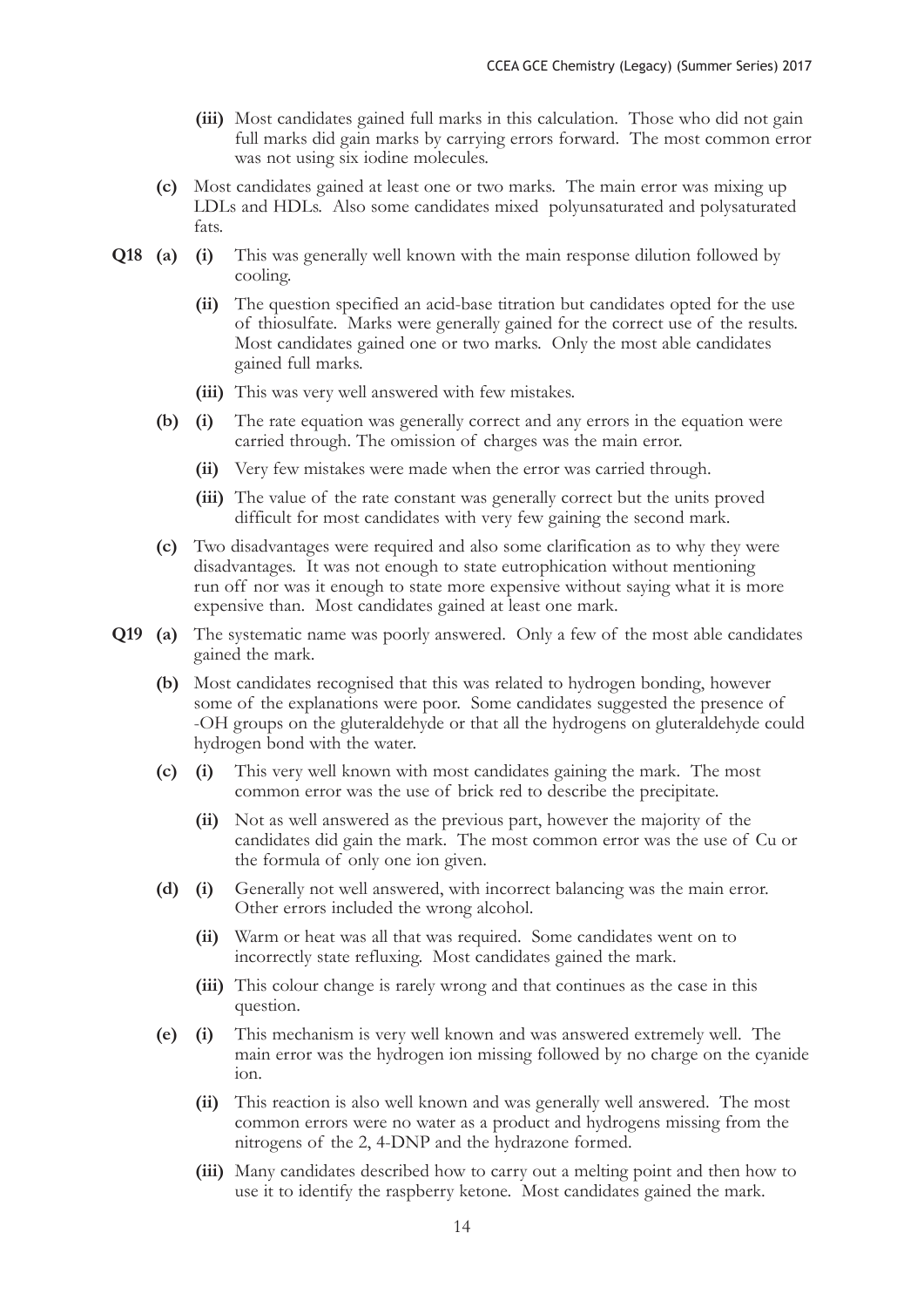- **(iii)** Most candidates gained full marks in this calculation. Those who did not gain full marks did gain marks by carrying errors forward. The most common error was not using six iodine molecules.

- **(c)** Most candidates gained at least one or two marks. The main error was mixing up LDLs and HDLs. Also some candidates mixed polyunsaturated and polysaturated fats.

**Q18 (a) (i)** This was generally well known with the main response dilution followed by cooling.

- **(ii)** The question specified an acid-base titration but candidates opted for the use of thiosulfate. Marks were generally gained for the correct use of the results. Most candidates gained one or two marks. Only the most able candidates gained full marks.

- **(iii)** This was very well answered with few mistakes.

**(b) (i)** The rate equation was generally correct and any errors in the equation were carried through. The omission of charges was the main error.

- **(ii)** Very few mistakes were made when the error was carried through.

- **(iii)** The value of the rate constant was generally correct but the units proved difficult for most candidates with very few gaining the second mark.

**(c)** Two disadvantages were required and also some clarification as to why they were disadvantages. It was not enough to state eutrophication without mentioning run off nor was it enough to state more expensive without saying what it is more expensive than. Most candidates gained at least one mark.

**Q19 (a)** The systematic name was poorly answered. Only a few of the most able candidates gained the mark.

**(b)** Most candidates recognised that this was related to hydrogen bonding, however some of the explanations were poor. Some candidates suggested the presence of -OH groups on the gluteraldehyde or that all the hydrogens on gluteraldehyde could hydrogen bond with the water.

**(c) (i)** This very well known with most candidates gaining the mark. The most common error was the use of brick red to describe the precipitate.

- **(ii)** Not as well answered as the previous part, however the majority of the candidates did gain the mark. The most common error was the use of Cu or the formula of only one ion given.

**(d) (i)** Generally not well answered, with incorrect balancing was the main error. Other errors included the wrong alcohol.

- **(ii)** Warm or heat was all that was required. Some candidates went on to incorrectly state refluxing. Most candidates gained the mark.

- **(iii)** This colour change is rarely wrong and that continues as the case in this question.

**(e) (i)** This mechanism is very well known and was answered extremely well. The main error was the hydrogen ion missing followed by no charge on the cyanide ion.

- **(ii)** This reaction is also well known and was generally well answered. The most common errors were no water as a product and hydrogens missing from the nitrogens of the 2, 4-DNP and the hydrazone formed.

- **(iii)** Many candidates described how to carry out a melting point and then how to use it to identify the raspberry ketone. Most candidates gained the mark.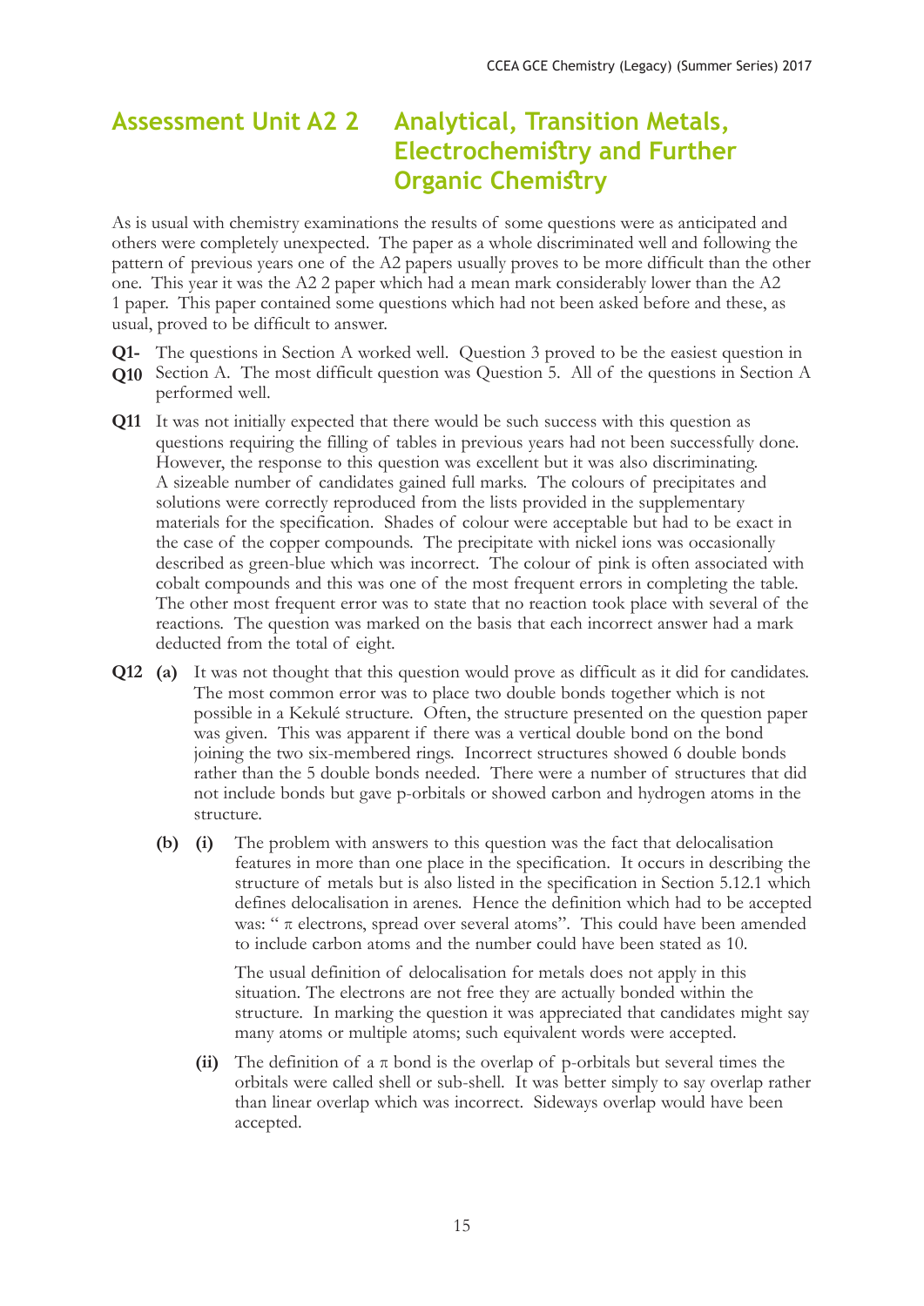## Assessment Unit A2 2 Analytical, Transition Metals, Electrochemistry and Further Organic Chemistry

As is usual with chemistry examinations the results of some questions were as anticipated and others were completely unexpected. The paper as a whole discriminated well and following the pattern of previous years one of the A2 papers usually proves to be more difficult than the other one. This year it was the A2 2 paper which had a mean mark considerably lower than the A2 1 paper. This paper contained some questions which had not been asked before and these, as usual, proved to be difficult to answer.

**Q1-Q10** The questions in Section A worked well. Question 3 proved to be the easiest question in Section A. The most difficult question was Question 5. All of the questions in Section A performed well.

**Q11** It was not initially expected that there would be such success with this question as questions requiring the filling of tables in previous years had not been successfully done. However, the response to this question was excellent but it was also discriminating. A sizeable number of candidates gained full marks. The colours of precipitates and solutions were correctly reproduced from the lists provided in the supplementary materials for the specification. Shades of colour were acceptable but had to be exact in the case of the copper compounds. The precipitate with nickel ions was occasionally described as green-blue which was incorrect. The colour of pink is often associated with cobalt compounds and this was one of the most frequent errors in completing the table. The other most frequent error was to state that no reaction took place with several of the reactions. The question was marked on the basis that each incorrect answer had a mark deducted from the total of eight.

**Q12** **(a)** It was not thought that this question would prove as difficult as it did for candidates. The most common error was to place two double bonds together which is not possible in a Kekulé structure. Often, the structure presented on the question paper was given. This was apparent if there was a vertical double bond on the bond joining the two six-membered rings. Incorrect structures showed 6 double bonds rather than the 5 double bonds needed. There were a number of structures that did not include bonds but gave p-orbitals or showed carbon and hydrogen atoms in the structure.

**(b)** **(i)** The problem with answers to this question was the fact that delocalisation features in more than one place in the specification. It occurs in describing the structure of metals but is also listed in the specification in Section 5.12.1 which defines delocalisation in arenes. Hence the definition which had to be accepted was: " $\pi$ electrons, spread over several atoms". This could have been amended to include carbon atoms and the number could have been stated as 10.

The usual definition of delocalisation for metals does not apply in this situation. The electrons are not free they are actually bonded within the structure. In marking the question it was appreciated that candidates might say many atoms or multiple atoms; such equivalent words were accepted.

**(ii)** The definition of a $\pi$ bond is the overlap of p-orbitals but several times the orbitals were called shell or sub-shell. It was better simply to say overlap rather than linear overlap which was incorrect. Sideways overlap would have been accepted.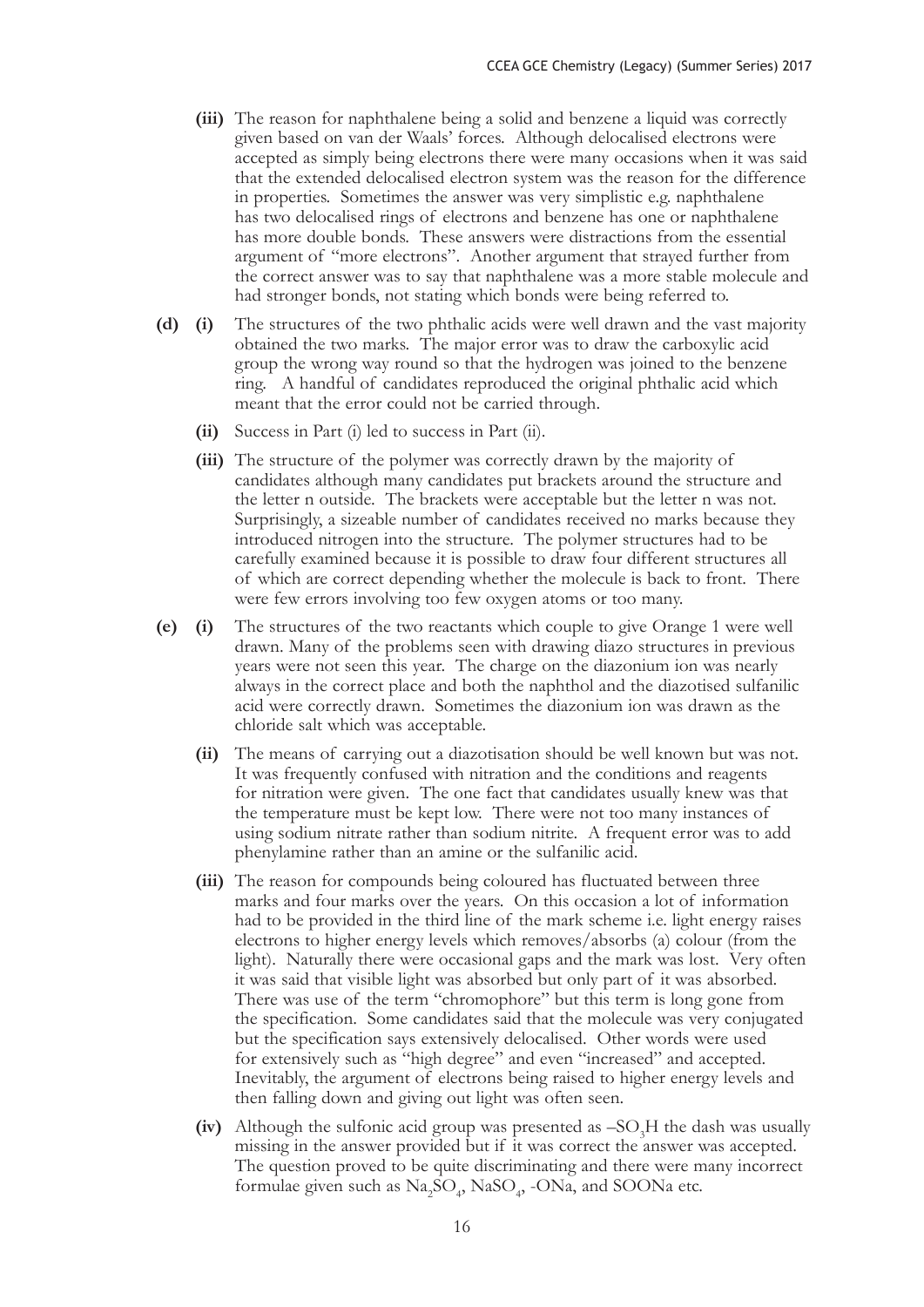**(iii)** The reason for naphthalene being a solid and benzene a liquid was correctly given based on van der Waals' forces. Although delocalised electrons were accepted as simply being electrons there were many occasions when it was said that the extended delocalised electron system was the reason for the difference in properties. Sometimes the answer was very simplistic e.g. naphthalene has two delocalised rings of electrons and benzene has one or naphthalene has more double bonds. These answers were distractions from the essential argument of "more electrons". Another argument that strayed further from the correct answer was to say that naphthalene was a more stable molecule and had stronger bonds, not stating which bonds were being referred to.

**(d) (i)** The structures of the two phthalic acids were well drawn and the vast majority obtained the two marks. The major error was to draw the carboxylic acid group the wrong way round so that the hydrogen was joined to the benzene ring. A handful of candidates reproduced the original phthalic acid which meant that the error could not be carried through.

**(ii)** Success in Part (i) led to success in Part (ii).

**(iii)** The structure of the polymer was correctly drawn by the majority of candidates although many candidates put brackets around the structure and the letter n outside. The brackets were acceptable but the letter n was not. Surprisingly, a sizeable number of candidates received no marks because they introduced nitrogen into the structure. The polymer structures had to be carefully examined because it is possible to draw four different structures all of which are correct depending whether the molecule is back to front. There were few errors involving too few oxygen atoms or too many.

**(e) (i)** The structures of the two reactants which couple to give Orange 1 were well drawn. Many of the problems seen with drawing diazo structures in previous years were not seen this year. The charge on the diazonium ion was nearly always in the correct place and both the naphthol and the diazotised sulfanilic acid were correctly drawn. Sometimes the diazonium ion was drawn as the chloride salt which was acceptable.

**(ii)** The means of carrying out a diazotisation should be well known but was not. It was frequently confused with nitration and the conditions and reagents for nitration were given. The one fact that candidates usually knew was that the temperature must be kept low. There were not too many instances of using sodium nitrate rather than sodium nitrite. A frequent error was to add phenylamine rather than an amine or the sulfanilic acid.

**(iii)** The reason for compounds being coloured has fluctuated between three marks and four marks over the years. On this occasion a lot of information had to be provided in the third line of the mark scheme i.e. light energy raises electrons to higher energy levels which removes/absorbs (a) colour (from the light). Naturally there were occasional gaps and the mark was lost. Very often it was said that visible light was absorbed but only part of it was absorbed. There was use of the term "chromophore" but this term is long gone from the specification. Some candidates said that the molecule was very conjugated but the specification says extensively delocalised. Other words were used for extensively such as "high degree" and even "increased" and accepted. Inevitably, the argument of electrons being raised to higher energy levels and then falling down and giving out light was often seen.

**(iv)** Although the sulfonic acid group was presented as $–SO_3H$ the dash was usually missing in the answer provided but if it was correct the answer was accepted. The question proved to be quite discriminating and there were many incorrect formulae given such as $Na_2SO_4$, $NaSO_4$, -ONa, and SOONa etc.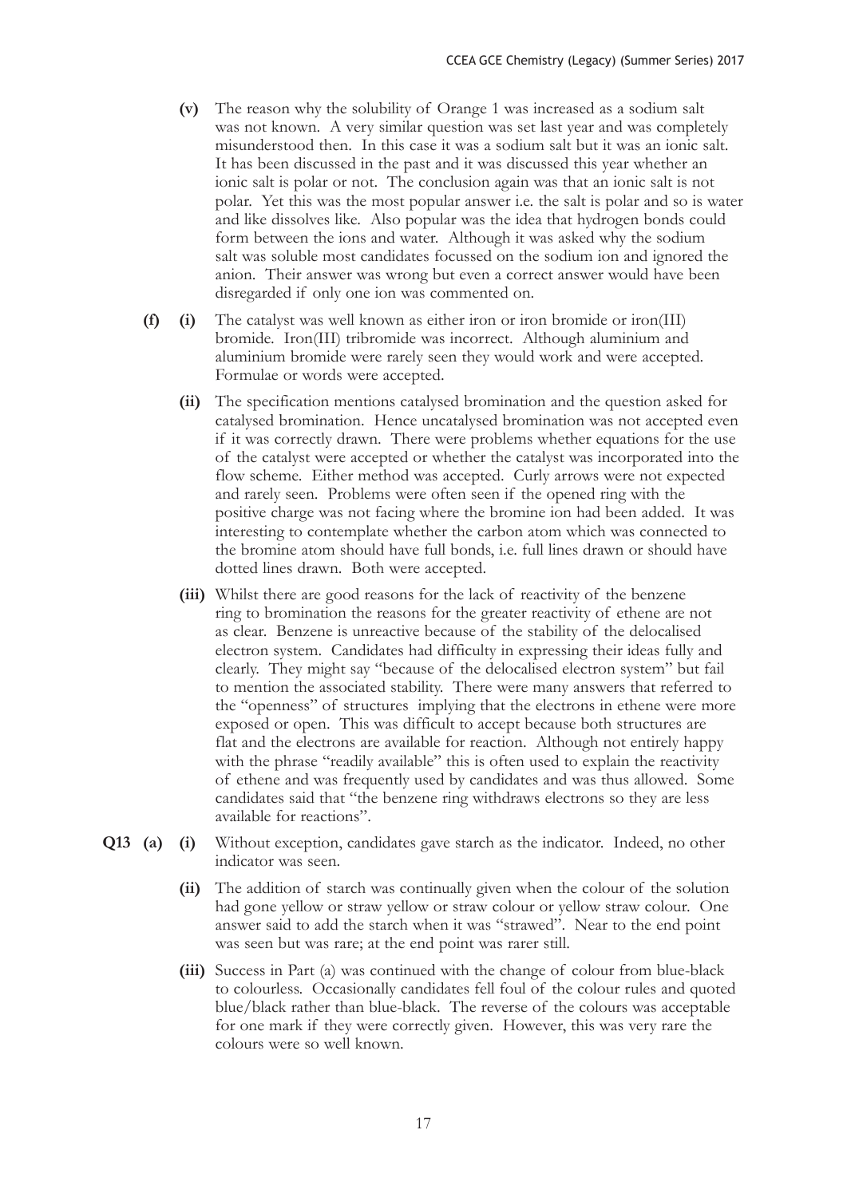**(v)** The reason why the solubility of Orange 1 was increased as a sodium salt was not known. A very similar question was set last year and was completely misunderstood then. In this case it was a sodium salt but it was an ionic salt. It has been discussed in the past and it was discussed this year whether an ionic salt is polar or not. The conclusion again was that an ionic salt is not polar. Yet this was the most popular answer i.e. the salt is polar and so is water and like dissolves like. Also popular was the idea that hydrogen bonds could form between the ions and water. Although it was asked why the sodium salt was soluble most candidates focussed on the sodium ion and ignored the anion. Their answer was wrong but even a correct answer would have been disregarded if only one ion was commented on.

**(f) (i)** The catalyst was well known as either iron or iron bromide or iron(III) bromide. Iron(III) tribromide was incorrect. Although aluminium and aluminium bromide were rarely seen they would work and were accepted. Formulae or words were accepted.

**(ii)** The specification mentions catalysed bromination and the question asked for catalysed bromination. Hence uncatalysed bromination was not accepted even if it was correctly drawn. There were problems whether equations for the use of the catalyst were accepted or whether the catalyst was incorporated into the flow scheme. Either method was accepted. Curly arrows were not expected and rarely seen. Problems were often seen if the opened ring with the positive charge was not facing where the bromine ion had been added. It was interesting to contemplate whether the carbon atom which was connected to the bromine atom should have full bonds, i.e. full lines drawn or should have dotted lines drawn. Both were accepted.

**(iii)** Whilst there are good reasons for the lack of reactivity of the benzene ring to bromination the reasons for the greater reactivity of ethene are not as clear. Benzene is unreactive because of the stability of the delocalised electron system. Candidates had difficulty in expressing their ideas fully and clearly. They might say "because of the delocalised electron system" but fail to mention the associated stability. There were many answers that referred to the "openness" of structures implying that the electrons in ethene were more exposed or open. This was difficult to accept because both structures are flat and the electrons are available for reaction. Although not entirely happy with the phrase "readily available" this is often used to explain the reactivity of ethene and was frequently used by candidates and was thus allowed. Some candidates said that "the benzene ring withdraws electrons so they are less available for reactions".

**Q13 (a) (i)** Without exception, candidates gave starch as the indicator. Indeed, no other indicator was seen.

**(ii)** The addition of starch was continually given when the colour of the solution had gone yellow or straw yellow or straw colour or yellow straw colour. One answer said to add the starch when it was "strawed". Near to the end point was seen but was rare; at the end point was rarer still.

**(iii)** Success in Part (a) was continued with the change of colour from blue-black to colourless. Occasionally candidates fell foul of the colour rules and quoted blue/black rather than blue-black. The reverse of the colours was acceptable for one mark if they were correctly given. However, this was very rare the colours were so well known.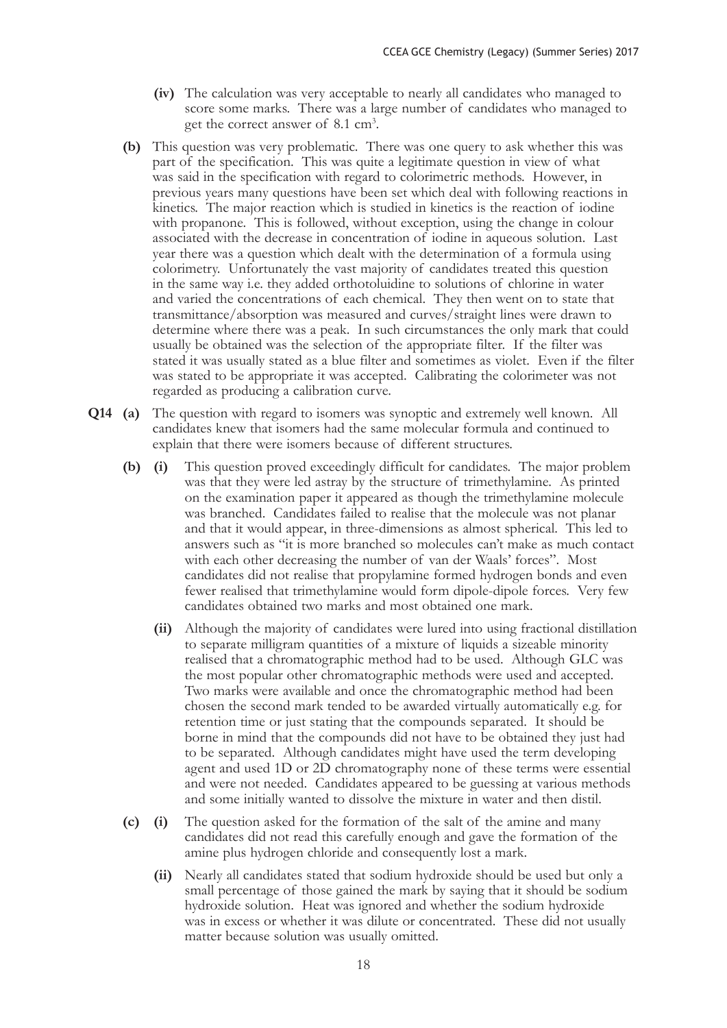**(iv)** The calculation was very acceptable to nearly all candidates who managed to score some marks. There was a large number of candidates who managed to get the correct answer of 8.1 $cm^3$.

**(b)** This question was very problematic. There was one query to ask whether this was part of the specification. This was quite a legitimate question in view of what was said in the specification with regard to colorimetric methods. However, in previous years many questions have been set which deal with following reactions in kinetics. The major reaction which is studied in kinetics is the reaction of iodine with propanone. This is followed, without exception, using the change in colour associated with the decrease in concentration of iodine in aqueous solution. Last year there was a question which dealt with the determination of a formula using colorimetry. Unfortunately the vast majority of candidates treated this question in the same way i.e. they added orthotoluidine to solutions of chlorine in water and varied the concentrations of each chemical. They then went on to state that transmittance/absorption was measured and curves/straight lines were drawn to determine where there was a peak. In such circumstances the only mark that could usually be obtained was the selection of the appropriate filter. If the filter was stated it was usually stated as a blue filter and sometimes as violet. Even if the filter was stated to be appropriate it was accepted. Calibrating the colorimeter was not regarded as producing a calibration curve.

**Q14 (a)** The question with regard to isomers was synoptic and extremely well known. All candidates knew that isomers had the same molecular formula and continued to explain that there were isomers because of different structures.

**(b) (i)** This question proved exceedingly difficult for candidates. The major problem was that they were led astray by the structure of trimethylamine. As printed on the examination paper it appeared as though the trimethylamine molecule was branched. Candidates failed to realise that the molecule was not planar and that it would appear, in three-dimensions as almost spherical. This led to answers such as "it is more branched so molecules can't make as much contact with each other decreasing the number of van der Waals' forces". Most candidates did not realise that propylamine formed hydrogen bonds and even fewer realised that trimethylamine would form dipole-dipole forces. Very few candidates obtained two marks and most obtained one mark.

**(ii)** Although the majority of candidates were lured into using fractional distillation to separate milligram quantities of a mixture of liquids a sizeable minority realised that a chromatographic method had to be used. Although GLC was the most popular other chromatographic methods were used and accepted. Two marks were available and once the chromatographic method had been chosen the second mark tended to be awarded virtually automatically e.g. for retention time or just stating that the compounds separated. It should be borne in mind that the compounds did not have to be obtained they just had to be separated. Although candidates might have used the term developing agent and used 1D or 2D chromatography none of these terms were essential and were not needed. Candidates appeared to be guessing at various methods and some initially wanted to dissolve the mixture in water and then distil.

**(c) (i)** The question asked for the formation of the salt of the amine and many candidates did not read this carefully enough and gave the formation of the amine plus hydrogen chloride and consequently lost a mark.

**(ii)** Nearly all candidates stated that sodium hydroxide should be used but only a small percentage of those gained the mark by saying that it should be sodium hydroxide solution. Heat was ignored and whether the sodium hydroxide was in excess or whether it was dilute or concentrated. These did not usually matter because solution was usually omitted.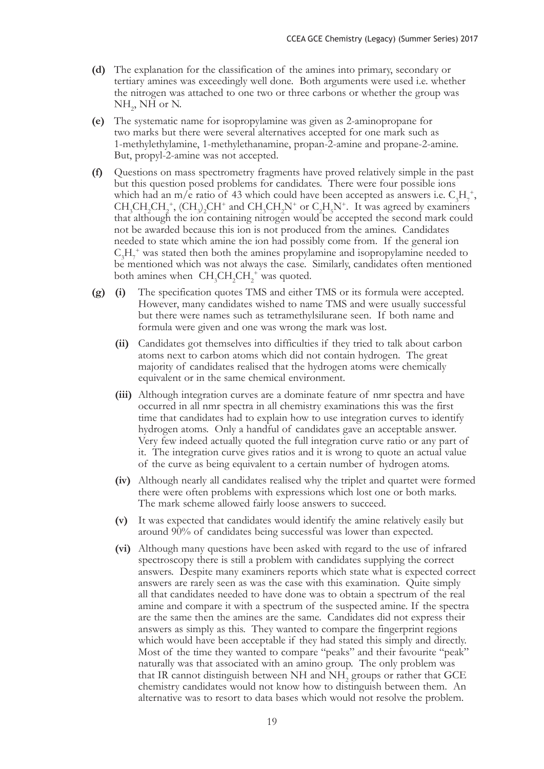**(d)** The explanation for the classification of the amines into primary, secondary or tertiary amines was exceedingly well done. Both arguments were used i.e. whether the nitrogen was attached to one two or three carbons or whether the group was $NH_2$, NH or N.

**(e)** The systematic name for isopropylamine was given as 2-aminopropane for two marks but there were several alternatives accepted for one mark such as 1-methylethylamine, 1-methylethanamine, propan-2-amine and propane-2-amine. But, propyl-2-amine was not accepted.

**(f)** Questions on mass spectrometry fragments have proved relatively simple in the past but this question posed problems for candidates. There were four possible ions which had an m/e ratio of 43 which could have been accepted as answers i.e. $C_3H_7^+$, $CH_3CH_2CH_2^+$, $(CH_3)_2CH^+$ and $CH_3CH_2N^+$ or $C_2H_5N^+$. It was agreed by examiners that although the ion containing nitrogen would be accepted the second mark could not be awarded because this ion is not produced from the amines. Candidates needed to state which amine the ion had possibly come from. If the general ion $C_3H_7^+$ was stated then both the amines propylamine and isopropylamine needed to be mentioned which was not always the case. Similarly, candidates often mentioned both amines when $CH_3CH_2CH_2^+$ was quoted.

**(g)** **(i)** The specification quotes TMS and either TMS or its formula were accepted. However, many candidates wished to name TMS and were usually successful but there were names such as tetramethylsilurane seen. If both name and formula were given and one was wrong the mark was lost.

**(ii)** Candidates got themselves into difficulties if they tried to talk about carbon atoms next to carbon atoms which did not contain hydrogen. The great majority of candidates realised that the hydrogen atoms were chemically equivalent or in the same chemical environment.

**(iii)** Although integration curves are a dominate feature of nmr spectra and have occurred in all nmr spectra in all chemistry examinations this was the first time that candidates had to explain how to use integration curves to identify hydrogen atoms. Only a handful of candidates gave an acceptable answer. Very few indeed actually quoted the full integration curve ratio or any part of it. The integration curve gives ratios and it is wrong to quote an actual value of the curve as being equivalent to a certain number of hydrogen atoms.

**(iv)** Although nearly all candidates realised why the triplet and quartet were formed there were often problems with expressions which lost one or both marks. The mark scheme allowed fairly loose answers to succeed.

**(v)** It was expected that candidates would identify the amine relatively easily but around 90% of candidates being successful was lower than expected.

**(vi)** Although many questions have been asked with regard to the use of infrared spectroscopy there is still a problem with candidates supplying the correct answers. Despite many examiners reports which state what is expected correct answers are rarely seen as was the case with this examination. Quite simply all that candidates needed to have done was to obtain a spectrum of the real amine and compare it with a spectrum of the suspected amine. If the spectra are the same then the amines are the same. Candidates did not express their answers as simply as this. They wanted to compare the fingerprint regions which would have been acceptable if they had stated this simply and directly. Most of the time they wanted to compare "peaks" and their favourite "peak" naturally was that associated with an amino group. The only problem was that IR cannot distinguish between NH and $NH_2$ groups or rather that GCE chemistry candidates would not know how to distinguish between them. An alternative was to resort to data bases which would not resolve the problem.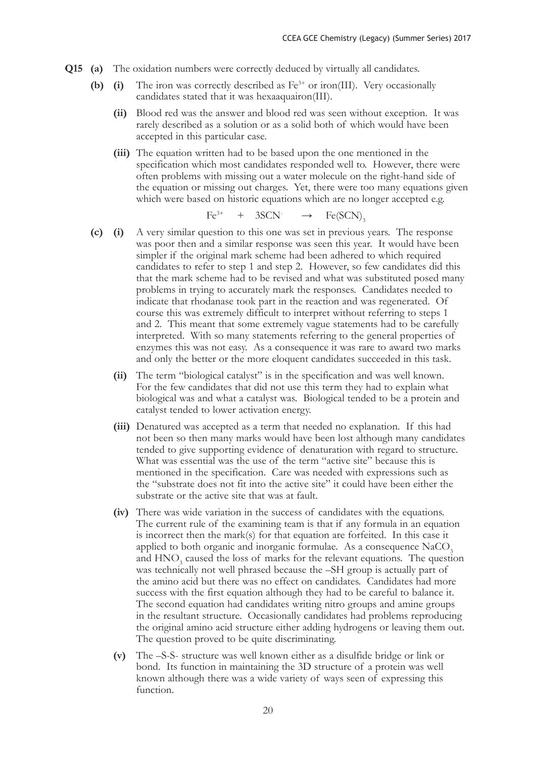**Q15 (a)** The oxidation numbers were correctly deduced by virtually all candidates.

**(b) (i)** The iron was correctly described as $Fe^{3+}$ or iron(III). Very occasionally candidates stated that it was hexaaquairon(III).

**(ii)** Blood red was the answer and blood red was seen without exception. It was rarely described as a solution or as a solid both of which would have been accepted in this particular case.

**(iii)** The equation written had to be based upon the one mentioned in the specification which most candidates responded well to. However, there were often problems with missing out a water molecule on the right-hand side of the equation or missing out charges. Yet, there were too many equations given which were based on historic equations which are no longer accepted e.g.

$$Fe^{3+} \quad + \quad 3SCN^- \quad \rightarrow \quad Fe(SCN)_3$$

**(c) (i)** A very similar question to this one was set in previous years. The response was poor then and a similar response was seen this year. It would have been simpler if the original mark scheme had been adhered to which required candidates to refer to step 1 and step 2. However, so few candidates did this that the mark scheme had to be revised and what was substituted posed many problems in trying to accurately mark the responses. Candidates needed to indicate that rhodanase took part in the reaction and was regenerated. Of course this was extremely difficult to interpret without referring to steps 1 and 2. This meant that some extremely vague statements had to be carefully interpreted. With so many statements referring to the general properties of enzymes this was not easy. As a consequence it was rare to award two marks and only the better or the more eloquent candidates succeeded in this task.

**(ii)** The term "biological catalyst" is in the specification and was well known. For the few candidates that did not use this term they had to explain what biological was and what a catalyst was. Biological tended to be a protein and catalyst tended to lower activation energy.

**(iii)** Denatured was accepted as a term that needed no explanation. If this had not been so then many marks would have been lost although many candidates tended to give supporting evidence of denaturation with regard to structure. What was essential was the use of the term "active site" because this is mentioned in the specification. Care was needed with expressions such as the "substrate does not fit into the active site" it could have been either the substrate or the active site that was at fault.

**(iv)** There was wide variation in the success of candidates with the equations. The current rule of the examining team is that if any formula in an equation is incorrect then the mark(s) for that equation are forfeited. In this case it applied to both organic and inorganic formulae. As a consequence $NaCO_3$ and $HNO_3$ caused the loss of marks for the relevant equations. The question was technically not well phrased because the –SH group is actually part of the amino acid but there was no effect on candidates. Candidates had more success with the first equation although they had to be careful to balance it. The second equation had candidates writing nitro groups and amine groups in the resultant structure. Occasionally candidates had problems reproducing the original amino acid structure either adding hydrogens or leaving them out. The question proved to be quite discriminating.

**(v)** The –S-S- structure was well known either as a disulfide bridge or link or bond. Its function in maintaining the 3D structure of a protein was well known although there was a wide variety of ways seen of expressing this function.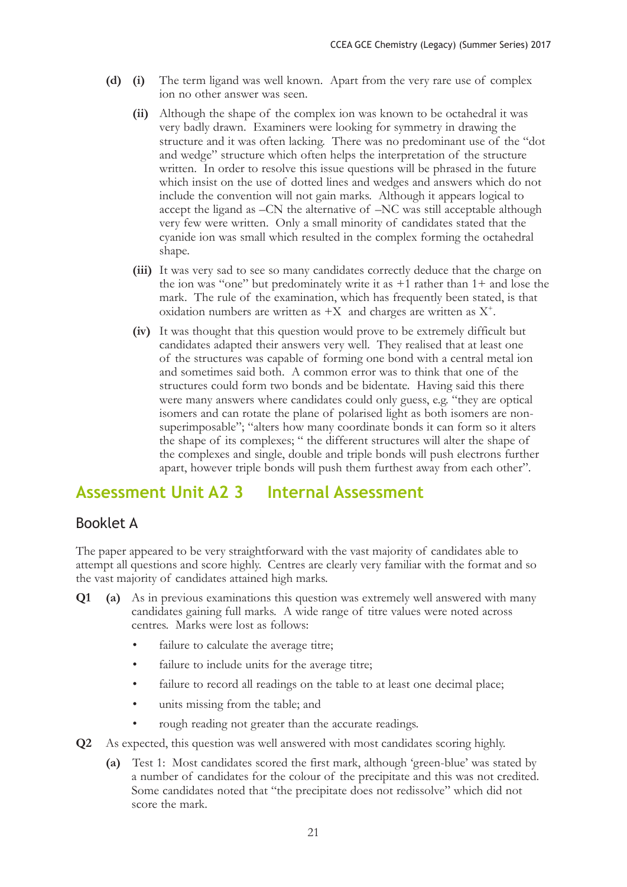- **(d)** **(i)** The term ligand was well known. Apart from the very rare use of complex ion no other answer was seen.

  **(ii)** Although the shape of the complex ion was known to be octahedral it was very badly drawn. Examiners were looking for symmetry in drawing the structure and it was often lacking. There was no predominant use of the "dot and wedge" structure which often helps the interpretation of the structure written. In order to resolve this issue questions will be phrased in the future which insist on the use of dotted lines and wedges and answers which do not include the convention will not gain marks. Although it appears logical to accept the ligand as –CN the alternative of –NC was still acceptable although very few were written. Only a small minority of candidates stated that the cyanide ion was small which resulted in the complex forming the octahedral shape.

  **(iii)** It was very sad to see so many candidates correctly deduce that the charge on the ion was "one" but predominately write it as +1 rather than 1+ and lose the mark. The rule of the examination, which has frequently been stated, is that oxidation numbers are written as +X and charges are written as $X^+$.

  **(iv)** It was thought that this question would prove to be extremely difficult but candidates adapted their answers very well. They realised that at least one of the structures was capable of forming one bond with a central metal ion and sometimes said both. A common error was to think that one of the structures could form two bonds and be bidentate. Having said this there were many answers where candidates could only guess, e.g. "they are optical isomers and can rotate the plane of polarised light as both isomers are non-superimposable"; "alters how many coordinate bonds it can form so it alters the shape of its complexes; " the different structures will alter the shape of the complexes and single, double and triple bonds will push electrons further apart, however triple bonds will push them furthest away from each other".

## Assessment Unit A2 3 Internal Assessment

### Booklet A

The paper appeared to be very straightforward with the vast majority of candidates able to attempt all questions and score highly. Centres are clearly very familiar with the format and so the vast majority of candidates attained high marks.

**Q1** **(a)** As in previous examinations this question was extremely well answered with many candidates gaining full marks. A wide range of titre values were noted across centres. Marks were lost as follows:

- failure to calculate the average titre;
- failure to include units for the average titre;
- failure to record all readings on the table to at least one decimal place;
- units missing from the table; and
- rough reading not greater than the accurate readings.

**Q2** As expected, this question was well answered with most candidates scoring highly.

**(a)** Test 1: Most candidates scored the first mark, although 'green-blue' was stated by a number of candidates for the colour of the precipitate and this was not credited. Some candidates noted that "the precipitate does not redissolve" which did not score the mark.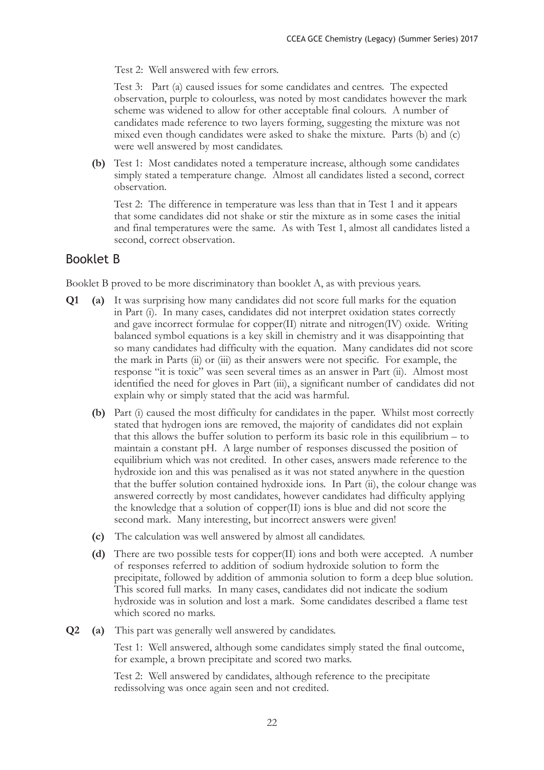Test 2: Well answered with few errors.

Test 3: Part (a) caused issues for some candidates and centres. The expected observation, purple to colourless, was noted by most candidates however the mark scheme was widened to allow for other acceptable final colours. A number of candidates made reference to two layers forming, suggesting the mixture was not mixed even though candidates were asked to shake the mixture. Parts (b) and (c) were well answered by most candidates.

**(b)** Test 1: Most candidates noted a temperature increase, although some candidates simply stated a temperature change. Almost all candidates listed a second, correct observation.

Test 2: The difference in temperature was less than that in Test 1 and it appears that some candidates did not shake or stir the mixture as in some cases the initial and final temperatures were the same. As with Test 1, almost all candidates listed a second, correct observation.

## Booklet B

Booklet B proved to be more discriminatory than booklet A, as with previous years.

**Q1** **(a)** It was surprising how many candidates did not score full marks for the equation in Part (i). In many cases, candidates did not interpret oxidation states correctly and gave incorrect formulae for copper(II) nitrate and nitrogen(IV) oxide. Writing balanced symbol equations is a key skill in chemistry and it was disappointing that so many candidates had difficulty with the equation. Many candidates did not score the mark in Parts (ii) or (iii) as their answers were not specific. For example, the response "it is toxic" was seen several times as an answer in Part (ii). Almost most identified the need for gloves in Part (iii), a significant number of candidates did not explain why or simply stated that the acid was harmful.

**(b)** Part (i) caused the most difficulty for candidates in the paper. Whilst most correctly stated that hydrogen ions are removed, the majority of candidates did not explain that this allows the buffer solution to perform its basic role in this equilibrium – to maintain a constant pH. A large number of responses discussed the position of equilibrium which was not credited. In other cases, answers made reference to the hydroxide ion and this was penalised as it was not stated anywhere in the question that the buffer solution contained hydroxide ions. In Part (ii), the colour change was answered correctly by most candidates, however candidates had difficulty applying the knowledge that a solution of copper(II) ions is blue and did not score the second mark. Many interesting, but incorrect answers were given!

**(c)** The calculation was well answered by almost all candidates.

**(d)** There are two possible tests for copper(II) ions and both were accepted. A number of responses referred to addition of sodium hydroxide solution to form the precipitate, followed by addition of ammonia solution to form a deep blue solution. This scored full marks. In many cases, candidates did not indicate the sodium hydroxide was in solution and lost a mark. Some candidates described a flame test which scored no marks.

**Q2** **(a)** This part was generally well answered by candidates.

Test 1: Well answered, although some candidates simply stated the final outcome, for example, a brown precipitate and scored two marks.

Test 2: Well answered by candidates, although reference to the precipitate redissolving was once again seen and not credited.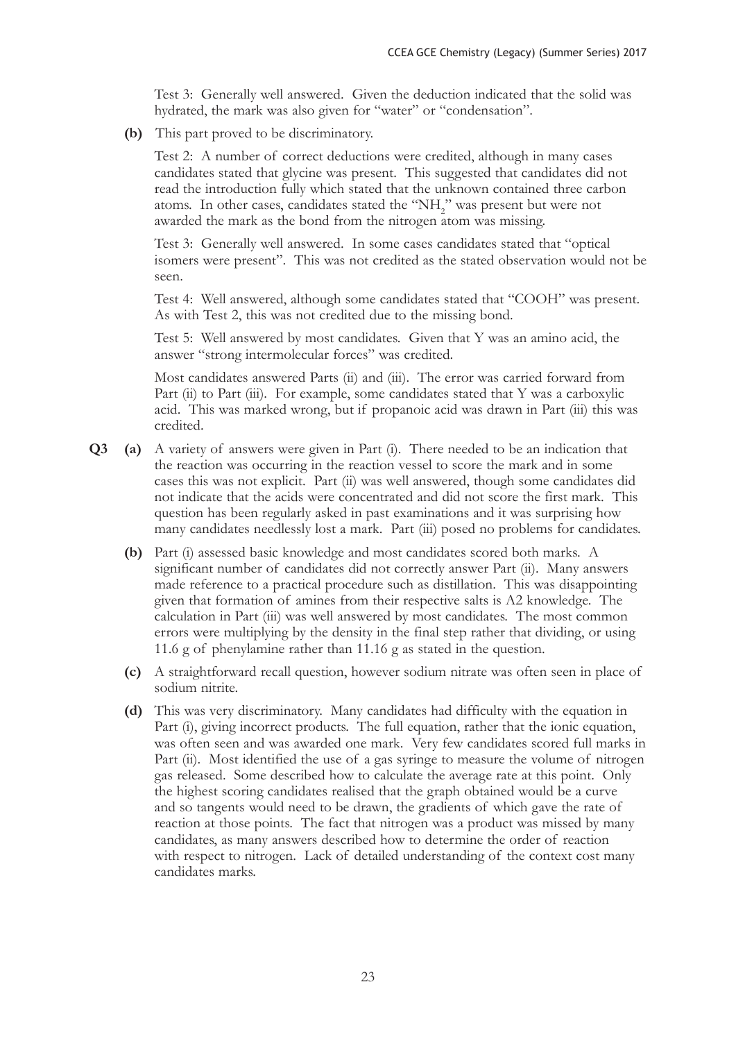Test 3: Generally well answered. Given the deduction indicated that the solid was hydrated, the mark was also given for "water" or "condensation".

**(b)** This part proved to be discriminatory.

Test 2: A number of correct deductions were credited, although in many cases candidates stated that glycine was present. This suggested that candidates did not read the introduction fully which stated that the unknown contained three carbon atoms. In other cases, candidates stated the "$NH_2$" was present but were not awarded the mark as the bond from the nitrogen atom was missing.

Test 3: Generally well answered. In some cases candidates stated that "optical isomers were present". This was not credited as the stated observation would not be seen.

Test 4: Well answered, although some candidates stated that "COOH" was present. As with Test 2, this was not credited due to the missing bond.

Test 5: Well answered by most candidates. Given that Y was an amino acid, the answer "strong intermolecular forces" was credited.

Most candidates answered Parts (ii) and (iii). The error was carried forward from Part (ii) to Part (iii). For example, some candidates stated that Y was a carboxylic acid. This was marked wrong, but if propanoic acid was drawn in Part (iii) this was credited.

**Q3** **(a)** A variety of answers were given in Part (i). There needed to be an indication that the reaction was occurring in the reaction vessel to score the mark and in some cases this was not explicit. Part (ii) was well answered, though some candidates did not indicate that the acids were concentrated and did not score the first mark. This question has been regularly asked in past examinations and it was surprising how many candidates needlessly lost a mark. Part (iii) posed no problems for candidates.

**(b)** Part (i) assessed basic knowledge and most candidates scored both marks. A significant number of candidates did not correctly answer Part (ii). Many answers made reference to a practical procedure such as distillation. This was disappointing given that formation of amines from their respective salts is A2 knowledge. The calculation in Part (iii) was well answered by most candidates. The most common errors were multiplying by the density in the final step rather that dividing, or using 11.6 g of phenylamine rather than 11.16 g as stated in the question.

**(c)** A straightforward recall question, however sodium nitrate was often seen in place of sodium nitrite.

**(d)** This was very discriminatory. Many candidates had difficulty with the equation in Part (i), giving incorrect products. The full equation, rather that the ionic equation, was often seen and was awarded one mark. Very few candidates scored full marks in Part (ii). Most identified the use of a gas syringe to measure the volume of nitrogen gas released. Some described how to calculate the average rate at this point. Only the highest scoring candidates realised that the graph obtained would be a curve and so tangents would need to be drawn, the gradients of which gave the rate of reaction at those points. The fact that nitrogen was a product was missed by many candidates, as many answers described how to determine the order of reaction with respect to nitrogen. Lack of detailed understanding of the context cost many candidates marks.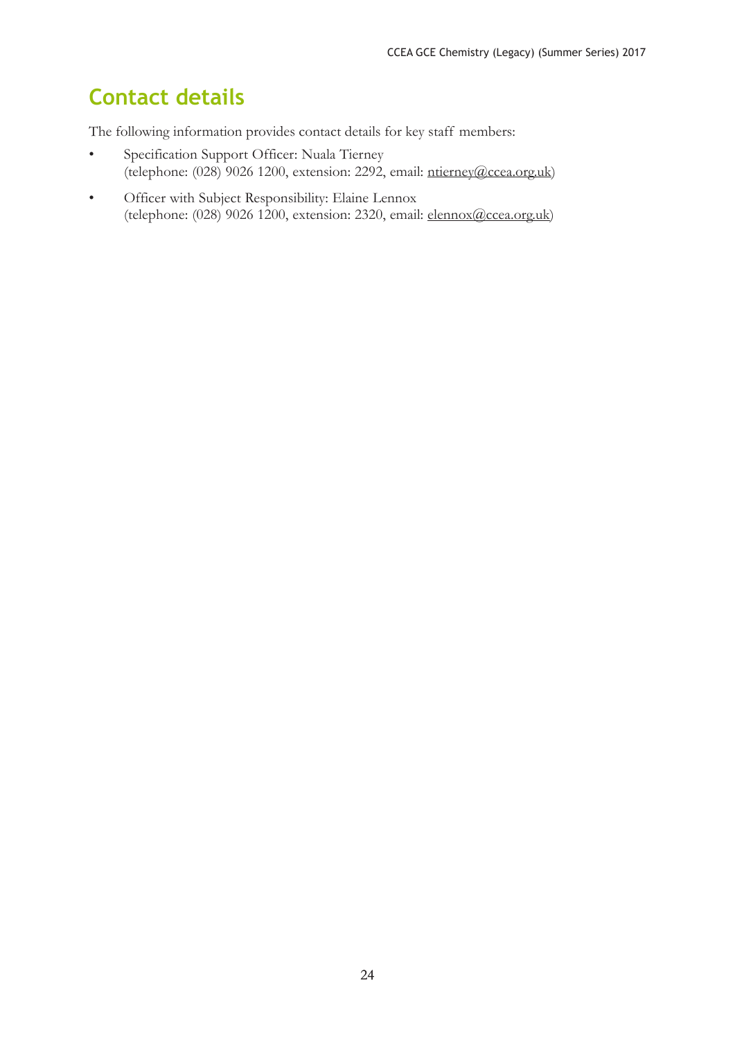# Contact details

The following information provides contact details for key staff members:

- Specification Support Officer: Nuala Tierney
  (telephone: (028) 9026 1200, extension: 2292, email: ntierney@ccea.org.uk)
- Officer with Subject Responsibility: Elaine Lennox
  (telephone: (028) 9026 1200, extension: 2320, email: elennox@ccea.org.uk)